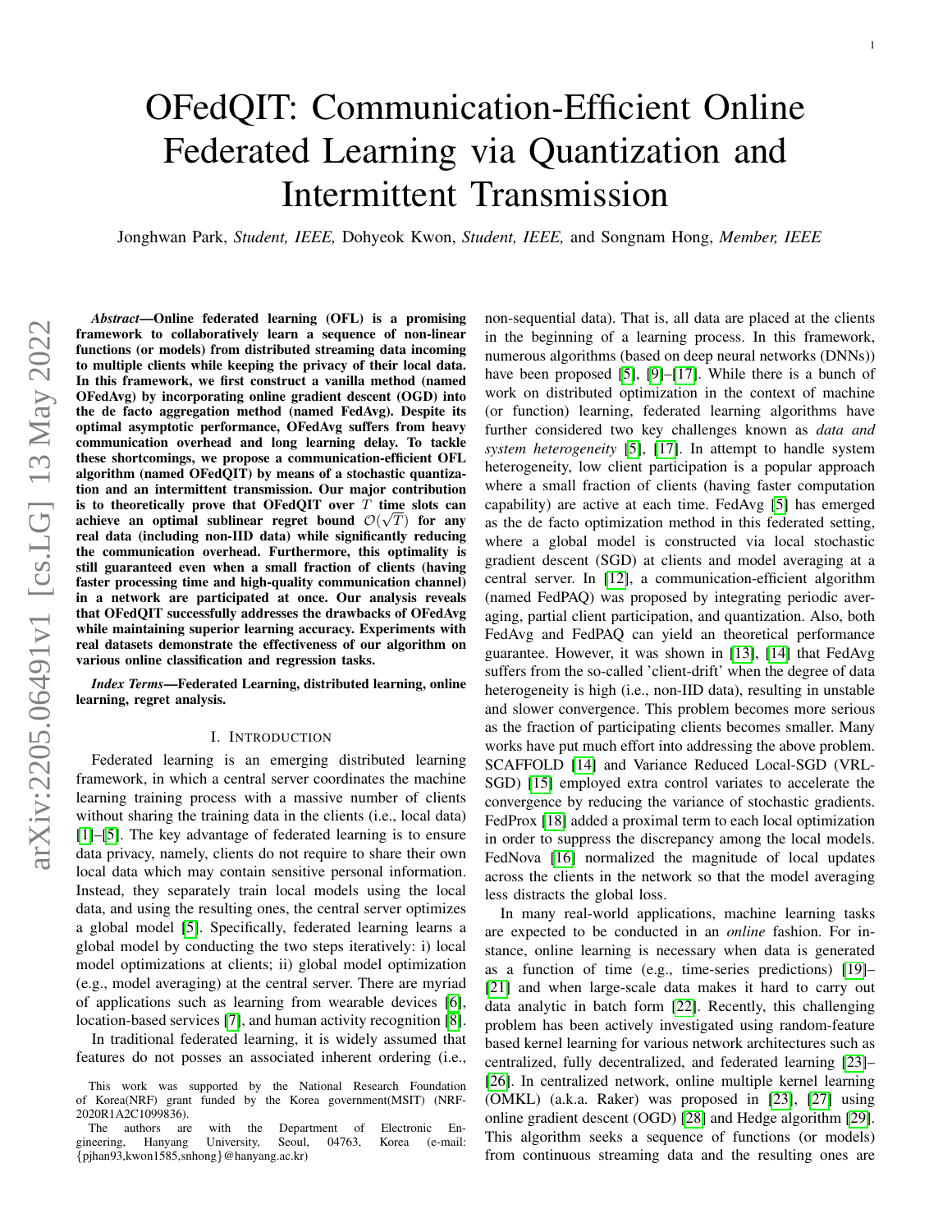# OFedQIT: Communication-Efficient Online Federated Learning via Quantization and Intermittent Transmission

Jonghwan Park, *Student, IEEE,* Dohyeok Kwon, *Student, IEEE,* and Songnam Hong, *Member, IEEE*

***Abstract*—Online federated learning (OFL) is a promising framework to collaboratively learn a sequence of non-linear functions (or models) from distributed streaming data incoming to multiple clients while keeping the privacy of their local data. In this framework, we first construct a vanilla method (named OFedAvg) by incorporating online gradient descent (OGD) into the de facto aggregation method (named FedAvg). Despite its optimal asymptotic performance, OFedAvg suffers from heavy communication overhead and long learning delay. To tackle these shortcomings, we propose a communication-efficient OFL algorithm (named OFedQIT) by means of a stochastic quantization and an intermittent transmission. Our major contribution is to theoretically prove that OFedQIT over $T$ time slots can achieve an optimal sublinear regret bound $\mathcal{O}(\sqrt{T})$ for any real data (including non-IID data) while significantly reducing the communication overhead. Furthermore, this optimality is still guaranteed even when a small fraction of clients (having faster processing time and high-quality communication channel) in a network are participated at once. Our analysis reveals that OFedQIT successfully addresses the drawbacks of OFedAvg while maintaining superior learning accuracy. Experiments with real datasets demonstrate the effectiveness of our algorithm on various online classification and regression tasks.**

***Index Terms*—Federated Learning, distributed learning, online learning, regret analysis.**

## I. Introduction

Federated learning is an emerging distributed learning framework, in which a central server coordinates the machine learning training process with a massive number of clients without sharing the training data in the clients (i.e., local data) [1]–[5]. The key advantage of federated learning is to ensure data privacy, namely, clients do not require to share their own local data which may contain sensitive personal information. Instead, they separately train local models using the local data, and using the resulting ones, the central server optimizes a global model [5]. Specifically, federated learning learns a global model by conducting the two steps iteratively: i) local model optimizations at clients; ii) global model optimization (e.g., model averaging) at the central server. There are myriad of applications such as learning from wearable devices [6], location-based services [7], and human activity recognition [8].

In traditional federated learning, it is widely assumed that features do not posses an associated inherent ordering (i.e., non-sequential data). That is, all data are placed at the clients in the beginning of a learning process. In this framework, numerous algorithms (based on deep neural networks (DNNs)) have been proposed [5], [9]–[17]. While there is a bunch of work on distributed optimization in the context of machine (or function) learning, federated learning algorithms have further considered two key challenges known as *data and system heterogeneity* [5], [17]. In attempt to handle system heterogeneity, low client participation is a popular approach where a small fraction of clients (having faster computation capability) are active at each time. FedAvg [5] has emerged as the de facto optimization method in this federated setting, where a global model is constructed via local stochastic gradient descent (SGD) at clients and model averaging at a central server. In [12], a communication-efficient algorithm (named FedPAQ) was proposed by integrating periodic averaging, partial client participation, and quantization. Also, both FedAvg and FedPAQ can yield an theoretical performance guarantee. However, it was shown in [13], [14] that FedAvg suffers from the so-called 'client-drift' when the degree of data heterogeneity is high (i.e., non-IID data), resulting in unstable and slower convergence. This problem becomes more serious as the fraction of participating clients becomes smaller. Many works have put much effort into addressing the above problem. SCAFFOLD [14] and Variance Reduced Local-SGD (VRL-SGD) [15] employed extra control variates to accelerate the convergence by reducing the variance of stochastic gradients. FedProx [18] added a proximal term to each local optimization in order to suppress the discrepancy among the local models. FedNova [16] normalized the magnitude of local updates across the clients in the network so that the model averaging less distracts the global loss.

In many real-world applications, machine learning tasks are expected to be conducted in an *online* fashion. For instance, online learning is necessary when data is generated as a function of time (e.g., time-series predictions) [19]–[21] and when large-scale data makes it hard to carry out data analytic in batch form [22]. Recently, this challenging problem has been actively investigated using random-feature based kernel learning for various network architectures such as centralized, fully decentralized, and federated learning [23]–[26]. In centralized network, online multiple kernel learning (OMKL) (a.k.a. Raker) was proposed in [23], [27] using online gradient descent (OGD) [28] and Hedge algorithm [29]. This algorithm seeks a sequence of functions (or models) from continuous streaming data and the resulting ones are

This work was supported by the National Research Foundation of Korea(NRF) grant funded by the Korea government(MSIT) (NRF-2020R1A2C1099836).

The authors are with the Department of Electronic Engineering, Hanyang University, Seoul, 04763, Korea (e-mail: {pjhan93,kwon1585,snhong}@hanyang.ac.kr)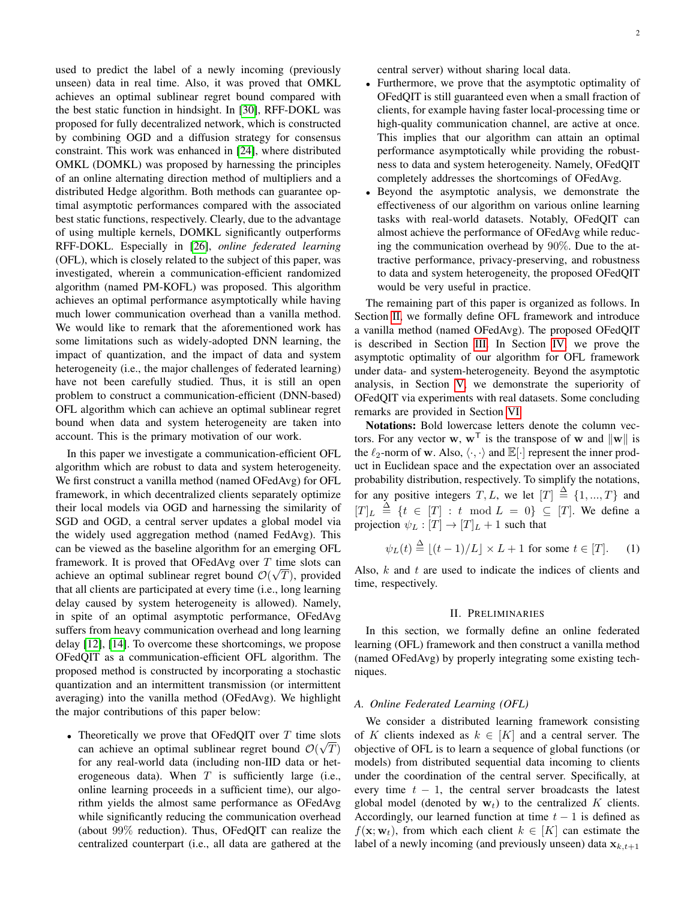used to predict the label of a newly incoming (previously unseen) data in real time. Also, it was proved that OMKL achieves an optimal sublinear regret bound compared with the best static function in hindsight. In [30], RFF-DOKL was proposed for fully decentralized network, which is constructed by combining OGD and a diffusion strategy for consensus constraint. This work was enhanced in [24], where distributed OMKL (DOMKL) was proposed by harnessing the principles of an online alternating direction method of multipliers and a distributed Hedge algorithm. Both methods can guarantee optimal asymptotic performances compared with the associated best static functions, respectively. Clearly, due to the advantage of using multiple kernels, DOMKL significantly outperforms RFF-DOKL. Especially in [26], *online federated learning* (OFL), which is closely related to the subject of this paper, was investigated, wherein a communication-efficient randomized algorithm (named PM-KOFL) was proposed. This algorithm achieves an optimal performance asymptotically while having much lower communication overhead than a vanilla method. We would like to remark that the aforementioned work has some limitations such as widely-adopted DNN learning, the impact of quantization, and the impact of data and system heterogeneity (i.e., the major challenges of federated learning) have not been carefully studied. Thus, it is still an open problem to construct a communication-efficient (DNN-based) OFL algorithm which can achieve an optimal sublinear regret bound when data and system heterogeneity are taken into account. This is the primary motivation of our work.

In this paper we investigate a communication-efficient OFL algorithm which are robust to data and system heterogeneity. We first construct a vanilla method (named OFedAvg) for OFL framework, in which decentralized clients separately optimize their local models via OGD and harnessing the similarity of SGD and OGD, a central server updates a global model via the widely used aggregation method (named FedAvg). This can be viewed as the baseline algorithm for an emerging OFL framework. It is proved that OFedAvg over $T$ time slots can achieve an optimal sublinear regret bound $\mathcal{O}(\sqrt{T})$, provided that all clients are participated at every time (i.e., long learning delay caused by system heterogeneity is allowed). Namely, in spite of an optimal asymptotic performance, OFedAvg suffers from heavy communication overhead and long learning delay [12], [14]. To overcome these shortcomings, we propose OFedQIT as a communication-efficient OFL algorithm. The proposed method is constructed by incorporating a stochastic quantization and an intermittent transmission (or intermittent averaging) into the vanilla method (OFedAvg). We highlight the major contributions of this paper below:

- Theoretically we prove that OFedQIT over $T$ time slots can achieve an optimal sublinear regret bound $\mathcal{O}(\sqrt{T})$ for any real-world data (including non-IID data or heterogeneous data). When $T$ is sufficiently large (i.e., online learning proceeds in a sufficient time), our algorithm yields the almost same performance as OFedAvg while significantly reducing the communication overhead (about 99% reduction). Thus, OFedQIT can realize the centralized counterpart (i.e., all data are gathered at the central server) without sharing local data.
- Furthermore, we prove that the asymptotic optimality of OFedQIT is still guaranteed even when a small fraction of clients, for example having faster local-processing time or high-quality communication channel, are active at once. This implies that our algorithm can attain an optimal performance asymptotically while providing the robustness to data and system heterogeneity. Namely, OFedQIT completely addresses the shortcomings of OFedAvg.
- Beyond the asymptotic analysis, we demonstrate the effectiveness of our algorithm on various online learning tasks with real-world datasets. Notably, OFedQIT can almost achieve the performance of OFedAvg while reducing the communication overhead by 90%. Due to the attractive performance, privacy-preserving, and robustness to data and system heterogeneity, the proposed OFedQIT would be very useful in practice.

The remaining part of this paper is organized as follows. In Section II, we formally define OFL framework and introduce a vanilla method (named OFedAvg). The proposed OFedQIT is described in Section III. In Section IV, we prove the asymptotic optimality of our algorithm for OFL framework under data- and system-heterogeneity. Beyond the asymptotic analysis, in Section V, we demonstrate the superiority of OFedQIT via experiments with real datasets. Some concluding remarks are provided in Section VI.

**Notations:** Bold lowercase letters denote the column vectors. For any vector $\mathbf{w}$, $\mathbf{w}^{\mathsf{T}}$ is the transpose of $\mathbf{w}$ and $\|\mathbf{w}\|$ is the $\ell_2$-norm of $\mathbf{w}$. Also, $\langle \cdot, \cdot \rangle$ and $\mathbb{E}[\cdot]$ represent the inner product in Euclidean space and the expectation over an associated probability distribution, respectively. To simplify the notations, for any positive integers $T, L$, we let $[T] \triangleq \{1, ..., T\}$ and $[T]_L \triangleq \{t \in [T] : t \mod L = 0\} \subseteq [T]$. We define a projection $\psi_L : [T] \rightarrow [T]_L + 1$ such that

$$\psi_L(t) \triangleq \lfloor (t-1)/L \rfloor \times L + 1 \text{ for some } t \in [T]. \quad (1)$$

Also, $k$ and $t$ are used to indicate the indices of clients and time, respectively.

## II. Preliminaries

In this section, we formally define an online federated learning (OFL) framework and then construct a vanilla method (named OFedAvg) by properly integrating some existing techniques.

### A. Online Federated Learning (OFL)

We consider a distributed learning framework consisting of $K$ clients indexed as $k \in [K]$ and a central server. The objective of OFL is to learn a sequence of global functions (or models) from distributed sequential data incoming to clients under the coordination of the central server. Specifically, at every time $t-1$, the central server broadcasts the latest global model (denoted by $\mathbf{w}_t$) to the centralized $K$ clients. Accordingly, our learned function at time $t-1$ is defined as $f(\mathbf{x}; \mathbf{w}_t)$, from which each client $k \in [K]$ can estimate the label of a newly incoming (and previously unseen) data $\mathbf{x}_{k,t+1}$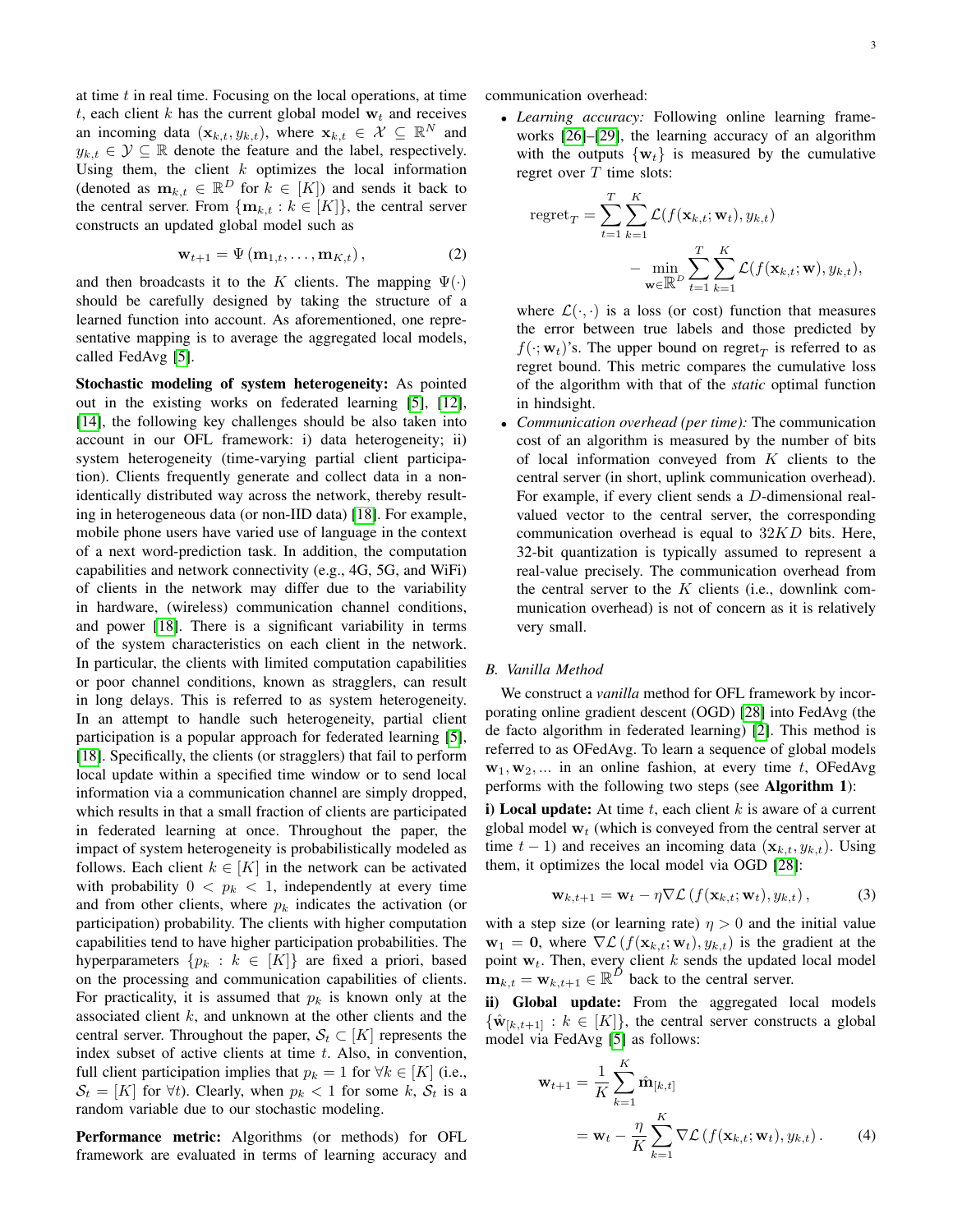at time $t$ in real time. Focusing on the local operations, at time $t$, each client $k$ has the current global model $\mathbf{w}_t$ and receives an incoming data $(\mathbf{x}_{k,t}, y_{k,t})$, where $\mathbf{x}_{k,t} \in \mathcal{X} \subseteq \mathbb{R}^N$ and $y_{k,t} \in \mathcal{Y} \subseteq \mathbb{R}$ denote the feature and the label, respectively. Using them, the client $k$ optimizes the local information (denoted as $\mathbf{m}_{k,t} \in \mathbb{R}^D$ for $k \in [K]$) and sends it back to the central server. From $\{\mathbf{m}_{k,t} : k \in [K]\}$, the central server constructs an updated global model such as

$$\mathbf{w}_{t+1} = \Psi\left(\mathbf{m}_{1,t}, \ldots, \mathbf{m}_{K,t}\right), \tag{2}$$

and then broadcasts it to the $K$ clients. The mapping $\Psi(\cdot)$ should be carefully designed by taking the structure of a learned function into account. As aforementioned, one representative mapping is to average the aggregated local models, called FedAvg [5].

**Stochastic modeling of system heterogeneity:** As pointed out in the existing works on federated learning [5], [12], [14], the following key challenges should be also taken into account in our OFL framework: i) data heterogeneity; ii) system heterogeneity (time-varying partial client participation). Clients frequently generate and collect data in a non-identically distributed way across the network, thereby resulting in heterogeneous data (or non-IID data) [18]. For example, mobile phone users have varied use of language in the context of a next word-prediction task. In addition, the computation capabilities and network connectivity (e.g., 4G, 5G, and WiFi) of clients in the network may differ due to the variability in hardware, (wireless) communication channel conditions, and power [18]. There is a significant variability in terms of the system characteristics on each client in the network. In particular, the clients with limited computation capabilities or poor channel conditions, known as stragglers, can result in long delays. This is referred to as system heterogeneity. In an attempt to handle such heterogeneity, partial client participation is a popular approach for federated learning [5], [18]. Specifically, the clients (or stragglers) that fail to perform local update within a specified time window or to send local information via a communication channel are simply dropped, which results in that a small fraction of clients are participated in federated learning at once. Throughout the paper, the impact of system heterogeneity is probabilistically modeled as follows. Each client $k \in [K]$ in the network can be activated with probability $0 < p_k < 1$, independently at every time and from other clients, where $p_k$ indicates the activation (or participation) probability. The clients with higher computation capabilities tend to have higher participation probabilities. The hyperparameters $\{p_k : k \in [K]\}$ are fixed a priori, based on the processing and communication capabilities of clients. For practicality, it is assumed that $p_k$ is known only at the associated client $k$, and unknown at the other clients and the central server. Throughout the paper, $\mathcal{S}_t \subset [K]$ represents the index subset of active clients at time $t$. Also, in convention, full client participation implies that $p_k = 1$ for $\forall k \in [K]$ (i.e., $\mathcal{S}_t = [K]$ for $\forall t$). Clearly, when $p_k < 1$ for some $k$, $\mathcal{S}_t$ is a random variable due to our stochastic modeling.

**Performance metric:** Algorithms (or methods) for OFL framework are evaluated in terms of learning accuracy and communication overhead:

- *Learning accuracy:* Following online learning frameworks [26]–[29], the learning accuracy of an algorithm with the outputs $\{\mathbf{w}_t\}$ is measured by the cumulative regret over $T$ time slots:

$$\text{regret}_T = \sum_{t=1}^{T}\sum_{k=1}^{K} \mathcal{L}(f(\mathbf{x}_{k,t}; \mathbf{w}_t), y_{k,t}) - \min_{\mathbf{w} \in \mathbb{R}^D} \sum_{t=1}^{T}\sum_{k=1}^{K} \mathcal{L}(f(\mathbf{x}_{k,t}; \mathbf{w}), y_{k,t}),$$

  where $\mathcal{L}(\cdot, \cdot)$ is a loss (or cost) function that measures the error between true labels and those predicted by $f(\cdot; \mathbf{w}_t)$'s. The upper bound on $\text{regret}_T$ is referred to as regret bound. This metric compares the cumulative loss of the algorithm with that of the *static* optimal function in hindsight.
- *Communication overhead (per time):* The communication cost of an algorithm is measured by the number of bits of local information conveyed from $K$ clients to the central server (in short, uplink communication overhead). For example, if every client sends a $D$-dimensional real-valued vector to the central server, the corresponding communication overhead is equal to $32KD$ bits. Here, 32-bit quantization is typically assumed to represent a real-value precisely. The communication overhead from the central server to the $K$ clients (i.e., downlink communication overhead) is not of concern as it is relatively very small.

### B. Vanilla Method

We construct a *vanilla* method for OFL framework by incorporating online gradient descent (OGD) [28] into FedAvg (the de facto algorithm in federated learning) [2]. This method is referred to as OFedAvg. To learn a sequence of global models $\mathbf{w}_1, \mathbf{w}_2, \ldots$ in an online fashion, at every time $t$, OFedAvg performs with the following two steps (see **Algorithm 1**):

**i) Local update:** At time $t$, each client $k$ is aware of a current global model $\mathbf{w}_t$ (which is conveyed from the central server at time $t-1$) and receives an incoming data $(\mathbf{x}_{k,t}, y_{k,t})$. Using them, it optimizes the local model via OGD [28]:

$$\mathbf{w}_{k,t+1} = \mathbf{w}_t - \eta \nabla \mathcal{L}\left(f(\mathbf{x}_{k,t}; \mathbf{w}_t), y_{k,t}\right), \tag{3}$$

with a step size (or learning rate) $\eta > 0$ and the initial value $\mathbf{w}_1 = \mathbf{0}$, where $\nabla \mathcal{L}\left(f(\mathbf{x}_{k,t}; \mathbf{w}_t), y_{k,t}\right)$ is the gradient at the point $\mathbf{w}_t$. Then, every client $k$ sends the updated local model $\mathbf{m}_{k,t} = \mathbf{w}_{k,t+1} \in \mathbb{R}^D$ back to the central server.

**ii) Global update:** From the aggregated local models $\{\hat{\mathbf{w}}_{[k,t+1]} : k \in [K]\}$, the central server constructs a global model via FedAvg [5] as follows:

$$\begin{aligned}\mathbf{w}_{t+1} &= \frac{1}{K}\sum_{k=1}^{K} \hat{\mathbf{m}}_{[k,t]} \\ &= \mathbf{w}_t - \frac{\eta}{K}\sum_{k=1}^{K} \nabla \mathcal{L}\left(f(\mathbf{x}_{k,t}; \mathbf{w}_t), y_{k,t}\right).\end{aligned} \tag{4}$$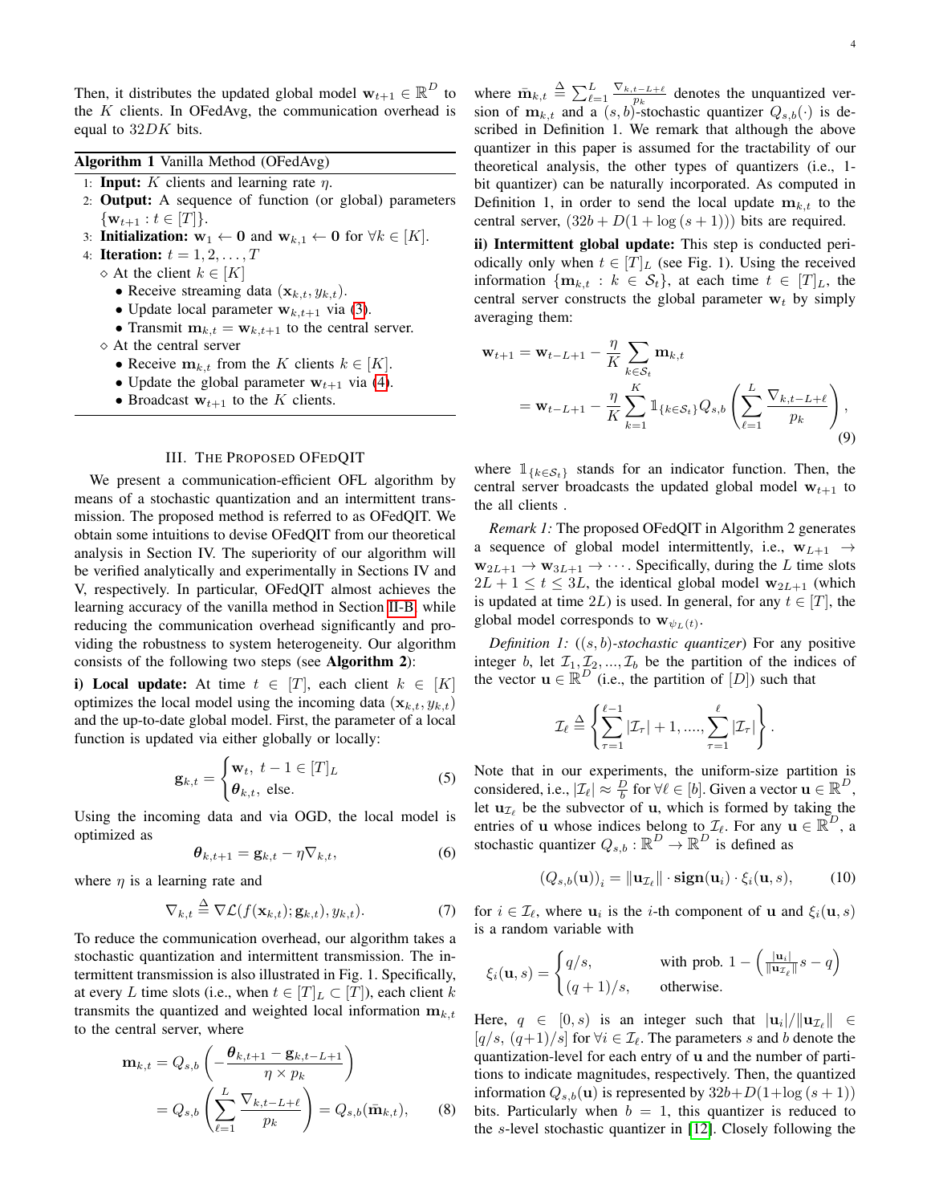Then, it distributes the updated global model $\mathbf{w}_{t+1} \in \mathbb{R}^D$ to the $K$ clients. In OFedAvg, the communication overhead is equal to $32DK$ bits.

---

**Algorithm 1** Vanilla Method (OFedAvg)

---

1: **Input:** $K$ clients and learning rate $\eta$.
2: **Output:** A sequence of function (or global) parameters $\{\mathbf{w}_{t+1} : t \in [T]\}$.
3: **Initialization:** $\mathbf{w}_1 \leftarrow \mathbf{0}$ and $\mathbf{w}_{k,1} \leftarrow \mathbf{0}$ for $\forall k \in [K]$.
4: **Iteration:** $t = 1, 2, \ldots, T$
 ⋄ At the client $k \in [K]$
  • Receive streaming data $(\mathbf{x}_{k,t}, y_{k,t})$.
  • Update local parameter $\mathbf{w}_{k,t+1}$ via (3).
  • Transmit $\mathbf{m}_{k,t} = \mathbf{w}_{k,t+1}$ to the central server.
 ⋄ At the central server
  • Receive $\mathbf{m}_{k,t}$ from the $K$ clients $k \in [K]$.
  • Update the global parameter $\mathbf{w}_{t+1}$ via (4).
  • Broadcast $\mathbf{w}_{t+1}$ to the $K$ clients.

---

## III. The Proposed OFedQIT

We present a communication-efficient OFL algorithm by means of a stochastic quantization and an intermittent transmission. The proposed method is referred to as OFedQIT. We obtain some intuitions to devise OFedQIT from our theoretical analysis in Section IV. The superiority of our algorithm will be verified analytically and experimentally in Sections IV and V, respectively. In particular, OFedQIT almost achieves the learning accuracy of the vanilla method in Section II-B, while reducing the communication overhead significantly and providing the robustness to system heterogeneity. Our algorithm consists of the following two steps (see **Algorithm 2**):

**i) Local update:** At time $t \in [T]$, each client $k \in [K]$ optimizes the local model using the incoming data $(\mathbf{x}_{k,t}, y_{k,t})$ and the up-to-date global model. First, the parameter of a local function is updated via either globally or locally:

$$\mathbf{g}_{k,t} = \begin{cases} \mathbf{w}_t, & t-1 \in [T]_L \\ \boldsymbol{\theta}_{k,t}, & \text{else.} \end{cases} \tag{5}$$

Using the incoming data and via OGD, the local model is optimized as

$$\boldsymbol{\theta}_{k,t+1} = \mathbf{g}_{k,t} - \eta \nabla_{k,t}, \tag{6}$$

where $\eta$ is a learning rate and

$$\nabla_{k,t} \triangleq \nabla \mathcal{L}(f(\mathbf{x}_{k,t}); \mathbf{g}_{k,t}), y_{k,t}). \tag{7}$$

To reduce the communication overhead, our algorithm takes a stochastic quantization and intermittent transmission. The intermittent transmission is also illustrated in Fig. 1. Specifically, at every $L$ time slots (i.e., when $t \in [T]_L \subset [T]$), each client $k$ transmits the quantized and weighted local information $\mathbf{m}_{k,t}$ to the central server, where

$$\begin{aligned}\mathbf{m}_{k,t} &= Q_{s,b}\left(-\frac{\boldsymbol{\theta}_{k,t+1} - \mathbf{g}_{k,t-L+1}}{\eta \times p_k}\right) \\ &= Q_{s,b}\left(\sum_{\ell=1}^{L} \frac{\nabla_{k,t-L+\ell}}{p_k}\right) = Q_{s,b}(\bar{\mathbf{m}}_{k,t}),\end{aligned} \tag{8}$$

where $\bar{\mathbf{m}}_{k,t} \triangleq \sum_{\ell=1}^{L} \frac{\nabla_{k,t-L+\ell}}{p_k}$ denotes the unquantized version of $\mathbf{m}_{k,t}$ and a $(s,b)$-stochastic quantizer $Q_{s,b}(\cdot)$ is described in Definition 1. We remark that although the above quantizer in this paper is assumed for the tractability of our theoretical analysis, the other types of quantizers (i.e., 1-bit quantizer) can be naturally incorporated. As computed in Definition 1, in order to send the local update $\mathbf{m}_{k,t}$ to the central server, $(32b + D(1 + \log(s+1)))$ bits are required.

**ii) Intermittent global update:** This step is conducted periodically only when $t \in [T]_L$ (see Fig. 1). Using the received information $\{\mathbf{m}_{k,t} : k \in \mathcal{S}_t\}$, at each time $t \in [T]_L$, the central server constructs the global parameter $\mathbf{w}_t$ by simply averaging them:

$$\begin{aligned}\mathbf{w}_{t+1} &= \mathbf{w}_{t-L+1} - \frac{\eta}{K}\sum_{k \in \mathcal{S}_t} \mathbf{m}_{k,t} \\ &= \mathbf{w}_{t-L+1} - \frac{\eta}{K}\sum_{k=1}^{K} \mathbb{1}_{\{k \in \mathcal{S}_t\}} Q_{s,b}\left(\sum_{\ell=1}^{L} \frac{\nabla_{k,t-L+\ell}}{p_k}\right),\end{aligned} \tag{9}$$

where $\mathbb{1}_{\{k \in \mathcal{S}_t\}}$ stands for an indicator function. Then, the central server broadcasts the updated global model $\mathbf{w}_{t+1}$ to the all clients .

*Remark 1:* The proposed OFedQIT in Algorithm 2 generates a sequence of global model intermittently, i.e., $\mathbf{w}_{L+1} \rightarrow \mathbf{w}_{2L+1} \rightarrow \mathbf{w}_{3L+1} \rightarrow \cdots$. Specifically, during the $L$ time slots $2L+1 \leq t \leq 3L$, the identical global model $\mathbf{w}_{2L+1}$ (which is updated at time $2L$) is used. In general, for any $t \in [T]$, the global model corresponds to $\mathbf{w}_{\psi_L(t)}$.

*Definition 1:* (*$(s,b)$-stochastic quantizer*) For any positive integer $b$, let $\mathcal{I}_1, \mathcal{I}_2, ..., \mathcal{I}_b$ be the partition of the indices of the vector $\mathbf{u} \in \mathbb{R}^D$ (i.e., the partition of $[D]$) such that

$$\mathcal{I}_\ell \triangleq \left\{\sum_{\tau=1}^{\ell-1} |\mathcal{I}_\tau| + 1, ...., \sum_{\tau=1}^{\ell} |\mathcal{I}_\tau|\right\}.$$

Note that in our experiments, the uniform-size partition is considered, i.e., $|\mathcal{I}_\ell| \approx \frac{D}{b}$ for $\forall \ell \in [b]$. Given a vector $\mathbf{u} \in \mathbb{R}^D$, let $\mathbf{u}_{\mathcal{I}_\ell}$ be the subvector of $\mathbf{u}$, which is formed by taking the entries of $\mathbf{u}$ whose indices belong to $\mathcal{I}_\ell$. For any $\mathbf{u} \in \mathbb{R}^D$, a stochastic quantizer $Q_{s,b} : \mathbb{R}^D \rightarrow \mathbb{R}^D$ is defined as

$$(Q_{s,b}(\mathbf{u}))_i = \|\mathbf{u}_{\mathcal{I}_\ell}\| \cdot \mathbf{sign}(\mathbf{u}_i) \cdot \xi_i(\mathbf{u}, s), \tag{10}$$

for $i \in \mathcal{I}_\ell$, where $\mathbf{u}_i$ is the $i$-th component of $\mathbf{u}$ and $\xi_i(\mathbf{u}, s)$ is a random variable with

$$\xi_i(\mathbf{u}, s) = \begin{cases} q/s, & \text{with prob. } 1 - \left(\frac{|\mathbf{u}_i|}{\|\mathbf{u}_{\mathcal{I}_\ell}\|}s - q\right) \\ (q+1)/s, & \text{otherwise.} \end{cases}$$

Here, $q \in [0, s)$ is an integer such that $|\mathbf{u}_i|/\|\mathbf{u}_{\mathcal{I}_\ell}\| \in [q/s, (q+1)/s]$ for $\forall i \in \mathcal{I}_\ell$. The parameters $s$ and $b$ denote the quantization-level for each entry of $\mathbf{u}$ and the number of partitions to indicate magnitudes, respectively. Then, the quantized information $Q_{s,b}(\mathbf{u})$ is represented by $32b + D(1 + \log(s+1))$ bits. Particularly when $b = 1$, this quantizer is reduced to the $s$-level stochastic quantizer in [12]. Closely following the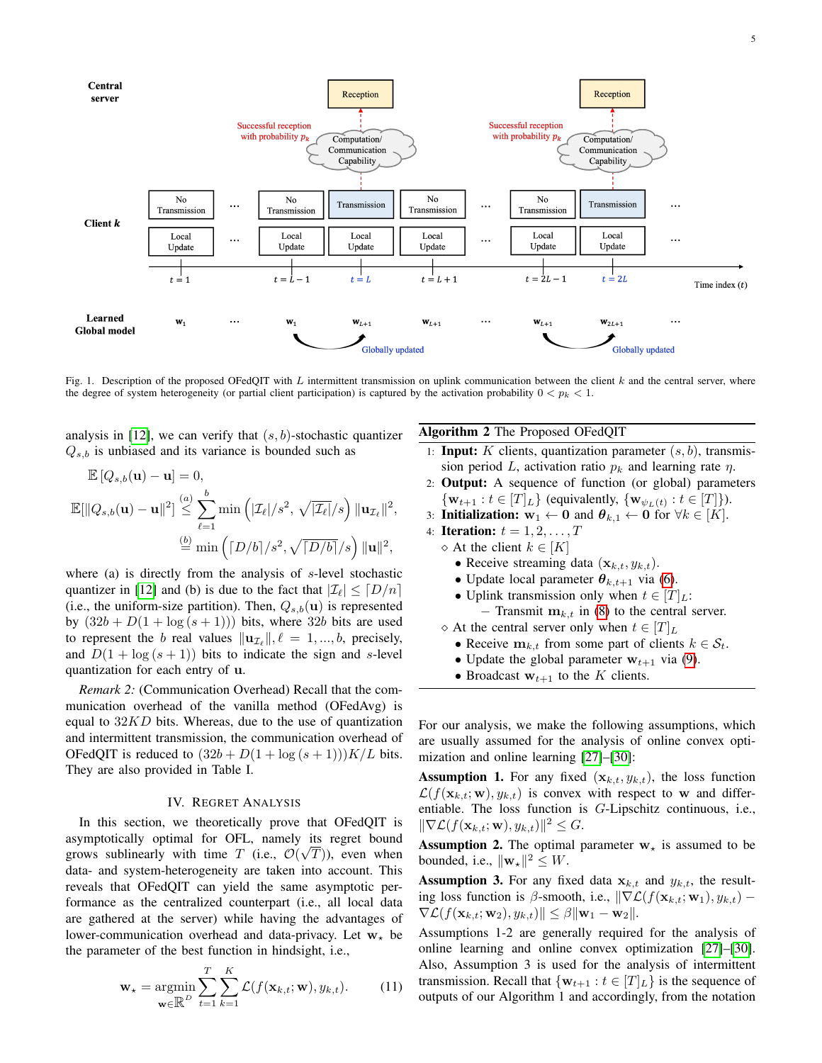Fig. 1. Description of the proposed OFedQIT with $L$ intermittent transmission on uplink communication between the client $k$ and the central server, where the degree of system heterogeneity (or partial client participation) is captured by the activation probability $0 < p_k < 1$.

analysis in [12], we can verify that $(s, b)$-stochastic quantizer $Q_{s,b}$ is unbiased and its variance is bounded such as

$$\mathbb{E}\left[Q_{s,b}(\mathbf{u}) - \mathbf{u}\right] = 0,$$

$$\mathbb{E}[\|Q_{s,b}(\mathbf{u}) - \mathbf{u}\|^2] \overset{(a)}{\leq} \sum_{\ell=1}^{b} \min\left(|\mathcal{I}_\ell|/s^2, \sqrt{|\mathcal{I}_\ell|}/s\right) \|\mathbf{u}_{\mathcal{I}_\ell}\|^2,$$

$$\overset{(b)}{=} \min\left(\lceil D/b \rceil/s^2, \sqrt{\lceil D/b \rceil}/s\right) \|\mathbf{u}\|^2,$$

where (a) is directly from the analysis of $s$-level stochastic quantizer in [12] and (b) is due to the fact that $|\mathcal{I}_\ell| \leq \lceil D/n \rceil$ (i.e., the uniform-size partition). Then, $Q_{s,b}(\mathbf{u})$ is represented by $(32b + D(1 + \log{(s+1)}))$ bits, where $32b$ bits are used to represent the $b$ real values $\|\mathbf{u}_{\mathcal{I}_\ell}\|, \ell = 1, ..., b$, precisely, and $D(1 + \log{(s+1)})$ bits to indicate the sign and $s$-level quantization for each entry of $\mathbf{u}$.

*Remark 2:* (Communication Overhead) Recall that the communication overhead of the vanilla method (OFedAvg) is equal to $32KD$ bits. Whereas, due to the use of quantization and intermittent transmission, the communication overhead of OFedQIT is reduced to $(32b + D(1 + \log{(s+1)}))K/L$ bits. They are also provided in Table I.

## IV. Regret Analysis

In this section, we theoretically prove that OFedQIT is asymptotically optimal for OFL, namely its regret bound grows sublinearly with time $T$ (i.e., $\mathcal{O}(\sqrt{T})$), even when data- and system-heterogeneity are taken into account. This reveals that OFedQIT can yield the same asymptotic performance as the centralized counterpart (i.e., all local data are gathered at the server) while having the advantages of lower-communication overhead and data-privacy. Let $\mathbf{w}_\star$ be the parameter of the best function in hindsight, i.e.,

$$\mathbf{w}_\star = \underset{\mathbf{w} \in \mathbb{R}^D}{\text{argmin}} \sum_{t=1}^{T} \sum_{k=1}^{K} \mathcal{L}(f(\mathbf{x}_{k,t}; \mathbf{w}), y_{k,t}). \tag{11}$$

**Algorithm 2** The Proposed OFedQIT

1: **Input:** $K$ clients, quantization parameter $(s, b)$, transmission period $L$, activation ratio $p_k$ and learning rate $\eta$.
2: **Output:** A sequence of function (or global) parameters $\{\mathbf{w}_{t+1} : t \in [T]_L\}$ (equivalently, $\{\mathbf{w}_{\psi_L(t)} : t \in [T]\}$).
3: **Initialization:** $\mathbf{w}_1 \leftarrow \mathbf{0}$ and $\boldsymbol{\theta}_{k,1} \leftarrow \mathbf{0}$ for $\forall k \in [K]$.
4: **Iteration:** $t = 1, 2, \ldots, T$
- ◇ At the client $k \in [K]$
  - Receive streaming data $(\mathbf{x}_{k,t}, y_{k,t})$.
  - Update local parameter $\boldsymbol{\theta}_{k,t+1}$ via (6).
  - Uplink transmission only when $t \in [T]_L$:
    - Transmit $\mathbf{m}_{k,t}$ in (8) to the central server.
- ◇ At the central server only when $t \in [T]_L$
  - Receive $\mathbf{m}_{k,t}$ from some part of clients $k \in \mathcal{S}_t$.
  - Update the global parameter $\mathbf{w}_{t+1}$ via (9).
  - Broadcast $\mathbf{w}_{t+1}$ to the $K$ clients.

For our analysis, we make the following assumptions, which are usually assumed for the analysis of online convex optimization and online learning [27]–[30]:

**Assumption 1.** For any fixed $(\mathbf{x}_{k,t}, y_{k,t})$, the loss function $\mathcal{L}(f(\mathbf{x}_{k,t}; \mathbf{w}), y_{k,t})$ is convex with respect to $\mathbf{w}$ and differentiable. The loss function is $G$-Lipschitz continuous, i.e., $\|\nabla \mathcal{L}(f(\mathbf{x}_{k,t}; \mathbf{w}), y_{k,t})\|^2 \leq G$.

**Assumption 2.** The optimal parameter $\mathbf{w}_\star$ is assumed to be bounded, i.e., $\|\mathbf{w}_\star\|^2 \leq W$.

**Assumption 3.** For any fixed data $\mathbf{x}_{k,t}$ and $y_{k,t}$, the resulting loss function is $\beta$-smooth, i.e., $\|\nabla \mathcal{L}(f(\mathbf{x}_{k,t}; \mathbf{w}_1), y_{k,t}) - \nabla \mathcal{L}(f(\mathbf{x}_{k,t}; \mathbf{w}_2), y_{k,t})\| \leq \beta \|\mathbf{w}_1 - \mathbf{w}_2\|$.

Assumptions 1-2 are generally required for the analysis of online learning and online convex optimization [27]–[30]. Also, Assumption 3 is used for the analysis of intermittent transmission. Recall that $\{\mathbf{w}_{t+1} : t \in [T]_L\}$ is the sequence of outputs of our Algorithm 1 and accordingly, from the notation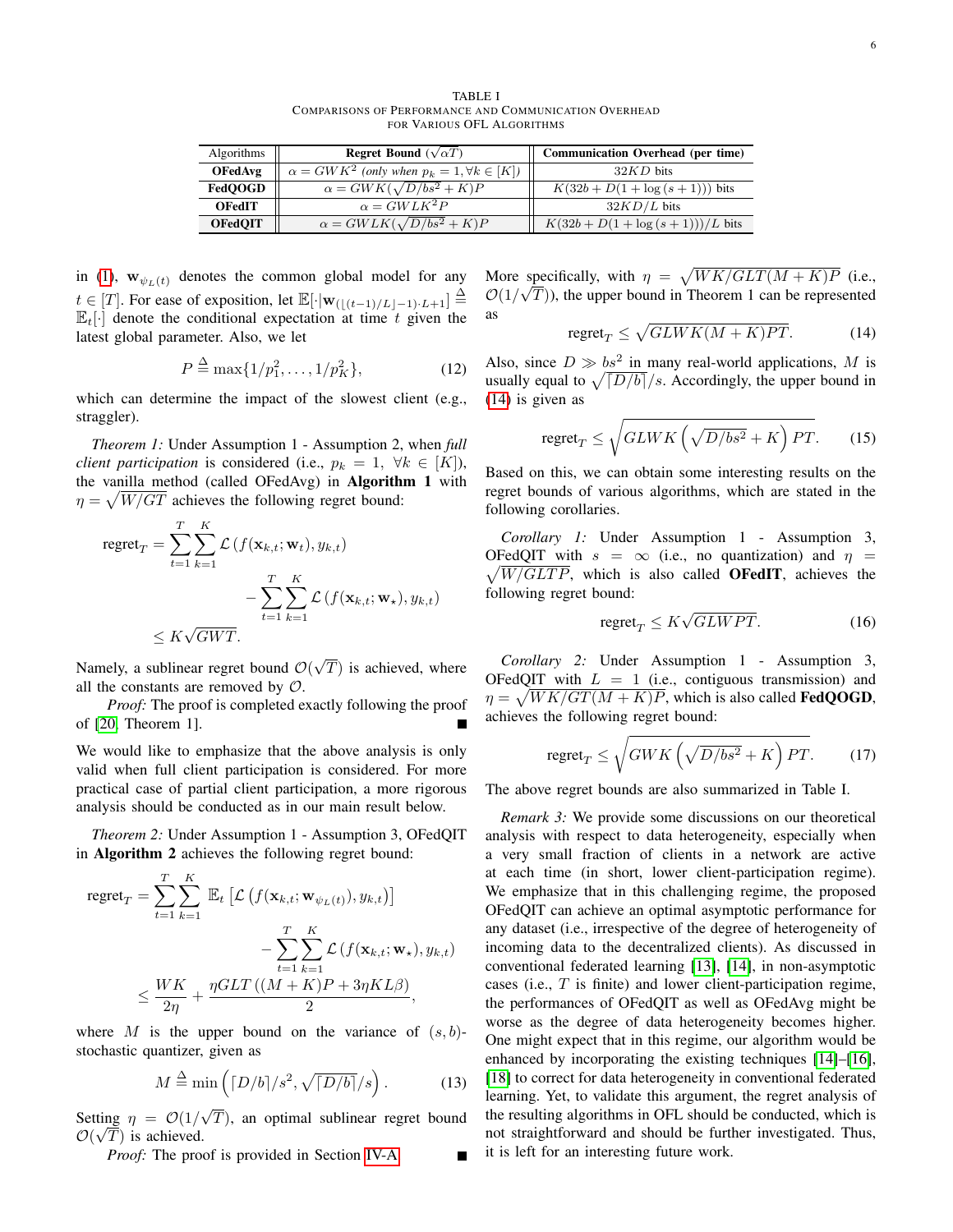TABLE I
COMPARISONS OF PERFORMANCE AND COMMUNICATION OVERHEAD FOR VARIOUS OFL ALGORITHMS

| Algorithms | Regret Bound ($\sqrt{\alpha T}$) | Communication Overhead (per time) |
|---|---|---|
| **OFedAvg** | $\alpha = GWK^2$ *(only when $p_k = 1, \forall k \in [K]$)* | $32KD$ bits |
| **FedQOGD** | $\alpha = GWK(\sqrt{D/bs^2} + K)P$ | $K(32b + D(1 + \log(s+1)))$ bits |
| **OFedIT** | $\alpha = GWLK^2P$ | $32KD/L$ bits |
| **OFedQIT** | $\alpha = GWLK(\sqrt{D/bs^2} + K)P$ | $K(32b + D(1 + \log(s+1)))/L$ bits |

in (1), $\mathbf{w}_{\psi_L(t)}$ denotes the common global model for any $t \in [T]$. For ease of exposition, let $\mathbb{E}[\cdot|\mathbf{w}_{(\lfloor (t-1)/L \rfloor - 1)\cdot L + 1}] \triangleq \mathbb{E}_t[\cdot]$ denote the conditional expectation at time $t$ given the latest global parameter. Also, we let

$$P \triangleq \max\{1/p_1^2, \ldots, 1/p_K^2\}, \tag{12}$$

which can determine the impact of the slowest client (e.g., straggler).

*Theorem 1:* Under Assumption 1 - Assumption 2, when *full client participation* is considered (i.e., $p_k = 1$, $\forall k \in [K]$), the vanilla method (called OFedAvg) in **Algorithm 1** with $\eta = \sqrt{W/GT}$ achieves the following regret bound:

$$\begin{aligned}\text{regret}_T = &\sum_{t=1}^{T}\sum_{k=1}^{K} \mathcal{L}\left(f(\mathbf{x}_{k,t}; \mathbf{w}_t), y_{k,t}\right) \\ &- \sum_{t=1}^{T}\sum_{k=1}^{K} \mathcal{L}\left(f(\mathbf{x}_{k,t}; \mathbf{w}_\star), y_{k,t}\right) \\ \leq &K\sqrt{GWT}.\end{aligned}$$

Namely, a sublinear regret bound $\mathcal{O}(\sqrt{T})$ is achieved, where all the constants are removed by $\mathcal{O}$.

*Proof:* The proof is completed exactly following the proof of [20, Theorem 1]. ■

We would like to emphasize that the above analysis is only valid when full client participation is considered. For more practical case of partial client participation, a more rigorous analysis should be conducted as in our main result below.

*Theorem 2:* Under Assumption 1 - Assumption 3, OFedQIT in **Algorithm 2** achieves the following regret bound:

$$\begin{aligned}\text{regret}_T = &\sum_{t=1}^{T}\sum_{k=1}^{K} \mathbb{E}_t\left[\mathcal{L}\left(f(\mathbf{x}_{k,t}; \mathbf{w}_{\psi_L(t)}), y_{k,t}\right)\right] \\ &- \sum_{t=1}^{T}\sum_{k=1}^{K} \mathcal{L}\left(f(\mathbf{x}_{k,t}; \mathbf{w}_\star), y_{k,t}\right) \\ \leq &\frac{WK}{2\eta} + \frac{\eta GLT\left((M+K)P + 3\eta KL\beta\right)}{2},\end{aligned}$$

where $M$ is the upper bound on the variance of $(s,b)$-stochastic quantizer, given as

$$M \triangleq \min\left(\lceil D/b \rceil / s^2, \sqrt{\lceil D/b \rceil}/s\right). \tag{13}$$

Setting $\eta = \mathcal{O}(1/\sqrt{T})$, an optimal sublinear regret bound $\mathcal{O}(\sqrt{T})$ is achieved.

*Proof:* The proof is provided in Section IV-A. ■

More specifically, with $\eta = \sqrt{WK/GLT(M+K)P}$ (i.e., $\mathcal{O}(1/\sqrt{T})$), the upper bound in Theorem 1 can be represented as

$$\text{regret}_T \leq \sqrt{GLWK(M+K)PT}. \tag{14}$$

Also, since $D \gg bs^2$ in many real-world applications, $M$ is usually equal to $\sqrt{\lceil D/b \rceil}/s$. Accordingly, the upper bound in (14) is given as

$$\text{regret}_T \leq \sqrt{GLWK\left(\sqrt{D/bs^2} + K\right)PT}. \tag{15}$$

Based on this, we can obtain some interesting results on the regret bounds of various algorithms, which are stated in the following corollaries.

*Corollary 1:* Under Assumption 1 - Assumption 3, OFedQIT with $s = \infty$ (i.e., no quantization) and $\eta = \sqrt{W/GLTP}$, which is also called **OFedIT**, achieves the following regret bound:

$$\text{regret}_T \leq K\sqrt{GLWPT}. \tag{16}$$

*Corollary 2:* Under Assumption 1 - Assumption 3, OFedQIT with $L = 1$ (i.e., contiguous transmission) and $\eta = \sqrt{WK/GT(M+K)P}$, which is also called **FedQOGD**, achieves the following regret bound:

$$\text{regret}_T \leq \sqrt{GWK\left(\sqrt{D/bs^2} + K\right)PT}. \tag{17}$$

The above regret bounds are also summarized in Table I.

*Remark 3:* We provide some discussions on our theoretical analysis with respect to data heterogeneity, especially when a very small fraction of clients in a network are active at each time (in short, lower client-participation regime). We emphasize that in this challenging regime, the proposed OFedQIT can achieve an optimal asymptotic performance for any dataset (i.e., irrespective of the degree of heterogeneity of incoming data to the decentralized clients). As discussed in conventional federated learning [13], [14], in non-asymptotic cases (i.e., $T$ is finite) and lower client-participation regime, the performances of OFedQIT as well as OFedAvg might be worse as the degree of data heterogeneity becomes higher. One might expect that in this regime, our algorithm would be enhanced by incorporating the existing techniques [14]–[16], [18] to correct for data heterogeneity in conventional federated learning. Yet, to validate this argument, the regret analysis of the resulting algorithms in OFL should be conducted, which is not straightforward and should be further investigated. Thus, it is left for an interesting future work.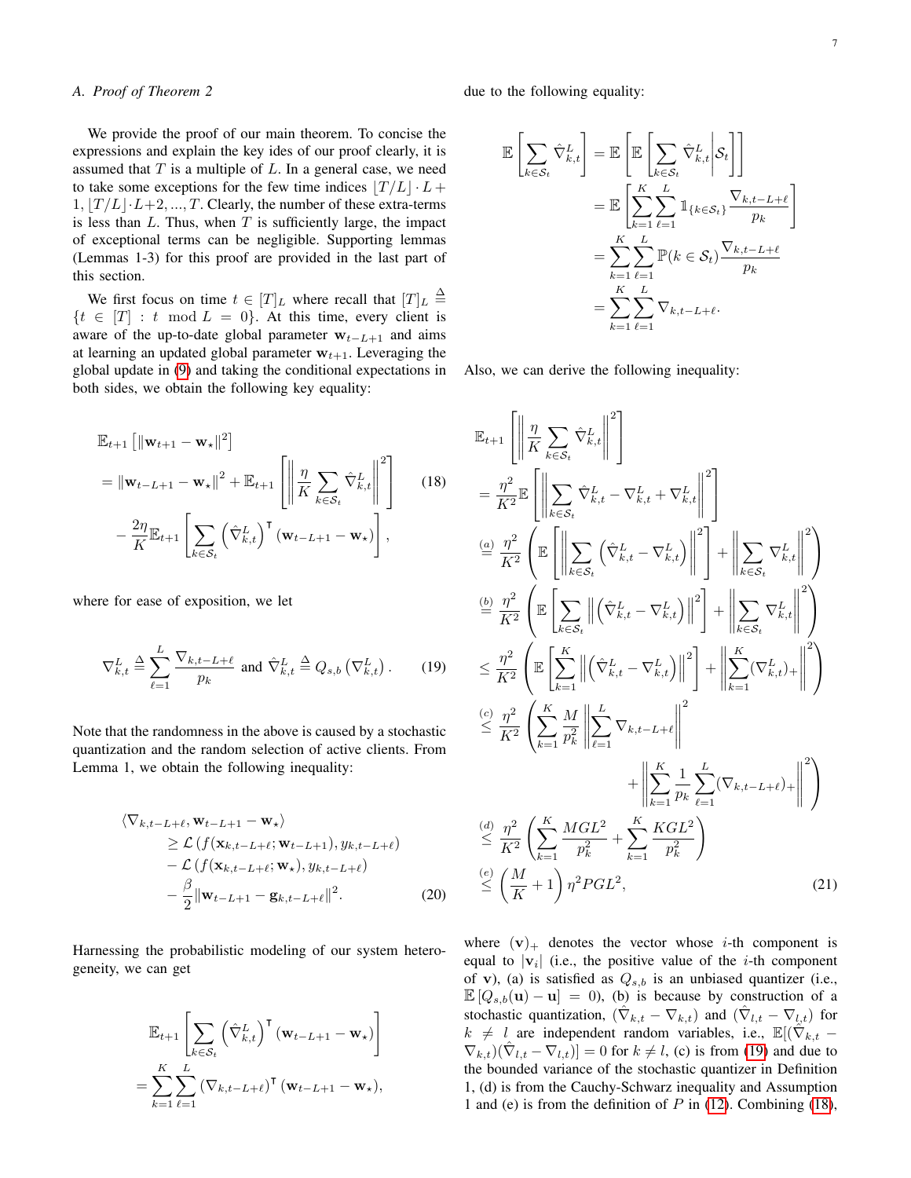### A. Proof of Theorem 2

We provide the proof of our main theorem. To concise the expressions and explain the key ides of our proof clearly, it is assumed that $T$ is a multiple of $L$. In a general case, we need to take some exceptions for the few time indices $\lfloor T/L \rfloor \cdot L + 1, \lfloor T/L \rfloor \cdot L + 2, ..., T$. Clearly, the number of these extra-terms is less than $L$. Thus, when $T$ is sufficiently large, the impact of exceptional terms can be negligible. Supporting lemmas (Lemmas 1-3) for this proof are provided in the last part of this section.

We first focus on time $t \in [T]_L$ where recall that $[T]_L \triangleq \{t \in [T] : t \mod L = 0\}$. At this time, every client is aware of the up-to-date global parameter $\mathbf{w}_{t-L+1}$ and aims at learning an updated global parameter $\mathbf{w}_{t+1}$. Leveraging the global update in (9) and taking the conditional expectations in both sides, we obtain the following key equality:

$$
\begin{aligned}
&\mathbb{E}_{t+1}\left[\|\mathbf{w}_{t+1} - \mathbf{w}_\star\|^2\right] \\
&= \|\mathbf{w}_{t-L+1} - \mathbf{w}_\star\|^2 + \mathbb{E}_{t+1}\left[\left\|\frac{\eta}{K}\sum_{k\in\mathcal{S}_t}\hat{\nabla}^L_{k,t}\right\|^2\right] \\
&\quad - \frac{2\eta}{K}\mathbb{E}_{t+1}\left[\sum_{k\in\mathcal{S}_t}\left(\hat{\nabla}^L_{k,t}\right)^\intercal(\mathbf{w}_{t-L+1} - \mathbf{w}_\star)\right],
\end{aligned}
\tag{18}
$$

where for ease of exposition, we let

$$
\nabla^L_{k,t} \triangleq \sum_{\ell=1}^{L}\frac{\nabla_{k,t-L+\ell}}{p_k} \text{ and } \hat{\nabla}^L_{k,t} \triangleq Q_{s,b}\left(\nabla^L_{k,t}\right). \tag{19}
$$

Note that the randomness in the above is caused by a stochastic quantization and the random selection of active clients. From Lemma 1, we obtain the following inequality:

$$
\begin{aligned}
\langle \nabla_{k,t-L+\ell}, \mathbf{w}_{t-L+1} - \mathbf{w}_\star \rangle
&\geq \mathcal{L}\left(f(\mathbf{x}_{k,t-L+\ell}; \mathbf{w}_{t-L+1}), y_{k,t-L+\ell}\right) \\
&\quad - \mathcal{L}\left(f(\mathbf{x}_{k,t-L+\ell}; \mathbf{w}_\star), y_{k,t-L+\ell}\right) \\
&\quad - \frac{\beta}{2}\|\mathbf{w}_{t-L+1} - \mathbf{g}_{k,t-L+\ell}\|^2.
\end{aligned}
\tag{20}
$$

Harnessing the probabilistic modeling of our system heterogeneity, we can get

$$
\begin{aligned}
&\mathbb{E}_{t+1}\left[\sum_{k\in\mathcal{S}_t}\left(\hat{\nabla}^L_{k,t}\right)^\intercal(\mathbf{w}_{t-L+1} - \mathbf{w}_\star)\right] \\
&= \sum_{k=1}^{K}\sum_{\ell=1}^{L}\left(\nabla_{k,t-L+\ell}\right)^\intercal(\mathbf{w}_{t-L+1} - \mathbf{w}_\star),
\end{aligned}
$$

due to the following equality:

$$
\begin{aligned}
\mathbb{E}\left[\sum_{k\in\mathcal{S}_t}\hat{\nabla}^L_{k,t}\right] &= \mathbb{E}\left[\mathbb{E}\left[\sum_{k\in\mathcal{S}_t}\hat{\nabla}^L_{k,t}\middle|\mathcal{S}_t\right]\right] \\
&= \mathbb{E}\left[\sum_{k=1}^{K}\sum_{\ell=1}^{L}\mathbb{1}_{\{k\in\mathcal{S}_t\}}\frac{\nabla_{k,t-L+\ell}}{p_k}\right] \\
&= \sum_{k=1}^{K}\sum_{\ell=1}^{L}\mathbb{P}(k\in\mathcal{S}_t)\frac{\nabla_{k,t-L+\ell}}{p_k} \\
&= \sum_{k=1}^{K}\sum_{\ell=1}^{L}\nabla_{k,t-L+\ell}.
\end{aligned}
$$

Also, we can derive the following inequality:

$$
\begin{aligned}
&\mathbb{E}_{t+1}\left[\left\|\frac{\eta}{K}\sum_{k\in\mathcal{S}_t}\hat{\nabla}^L_{k,t}\right\|^2\right] \\
&= \frac{\eta^2}{K^2}\mathbb{E}\left[\left\|\sum_{k\in\mathcal{S}_t}\hat{\nabla}^L_{k,t} - \nabla^L_{k,t} + \nabla^L_{k,t}\right\|^2\right] \\
&\overset{(a)}{=} \frac{\eta^2}{K^2}\left(\mathbb{E}\left[\left\|\sum_{k\in\mathcal{S}_t}\left(\hat{\nabla}^L_{k,t} - \nabla^L_{k,t}\right)\right\|^2\right] + \left\|\sum_{k\in\mathcal{S}_t}\nabla^L_{k,t}\right\|^2\right) \\
&\overset{(b)}{=} \frac{\eta^2}{K^2}\left(\mathbb{E}\left[\sum_{k\in\mathcal{S}_t}\left\|\left(\hat{\nabla}^L_{k,t} - \nabla^L_{k,t}\right)\right\|^2\right] + \left\|\sum_{k\in\mathcal{S}_t}\nabla^L_{k,t}\right\|^2\right) \\
&\leq \frac{\eta^2}{K^2}\left(\mathbb{E}\left[\sum_{k=1}^{K}\left\|\left(\hat{\nabla}^L_{k,t} - \nabla^L_{k,t}\right)\right\|^2\right] + \left\|\sum_{k=1}^{K}(\nabla^L_{k,t})_+\right\|^2\right) \\
&\overset{(c)}{\leq} \frac{\eta^2}{K^2}\left(\sum_{k=1}^{K}\frac{M}{p_k^2}\left\|\sum_{\ell=1}^{L}\nabla_{k,t-L+\ell}\right\|^2\right. \\
&\qquad\qquad \left. + \left\|\sum_{k=1}^{K}\frac{1}{p_k}\sum_{\ell=1}^{L}(\nabla_{k,t-L+\ell})_+\right\|^2\right) \\
&\overset{(d)}{\leq} \frac{\eta^2}{K^2}\left(\sum_{k=1}^{K}\frac{MGL^2}{p_k^2} + \sum_{k=1}^{K}\frac{KGL^2}{p_k^2}\right) \\
&\overset{(e)}{\leq} \left(\frac{M}{K} + 1\right)\eta^2 PGL^2,
\end{aligned}
\tag{21}
$$

where $(\mathbf{v})_+$ denotes the vector whose $i$-th component is equal to $|\mathbf{v}_i|$ (i.e., the positive value of the $i$-th component of $\mathbf{v}$), (a) is satisfied as $Q_{s,b}$ is an unbiased quantizer (i.e., $\mathbb{E}[Q_{s,b}(\mathbf{u}) - \mathbf{u}] = 0$), (b) is because by construction of a stochastic quantization, $(\hat{\nabla}_{k,t} - \nabla_{k,t})$ and $(\hat{\nabla}_{l,t} - \nabla_{l,t})$ for $k \neq l$ are independent random variables, i.e., $\mathbb{E}[(\hat{\nabla}_{k,t} - \nabla_{k,t})(\hat{\nabla}_{l,t} - \nabla_{l,t})] = 0$ for $k \neq l$, (c) is from (19) and due to the bounded variance of the stochastic quantizer in Definition 1, (d) is from the Cauchy-Schwarz inequality and Assumption 1 and (e) is from the definition of $P$ in (12). Combining (18),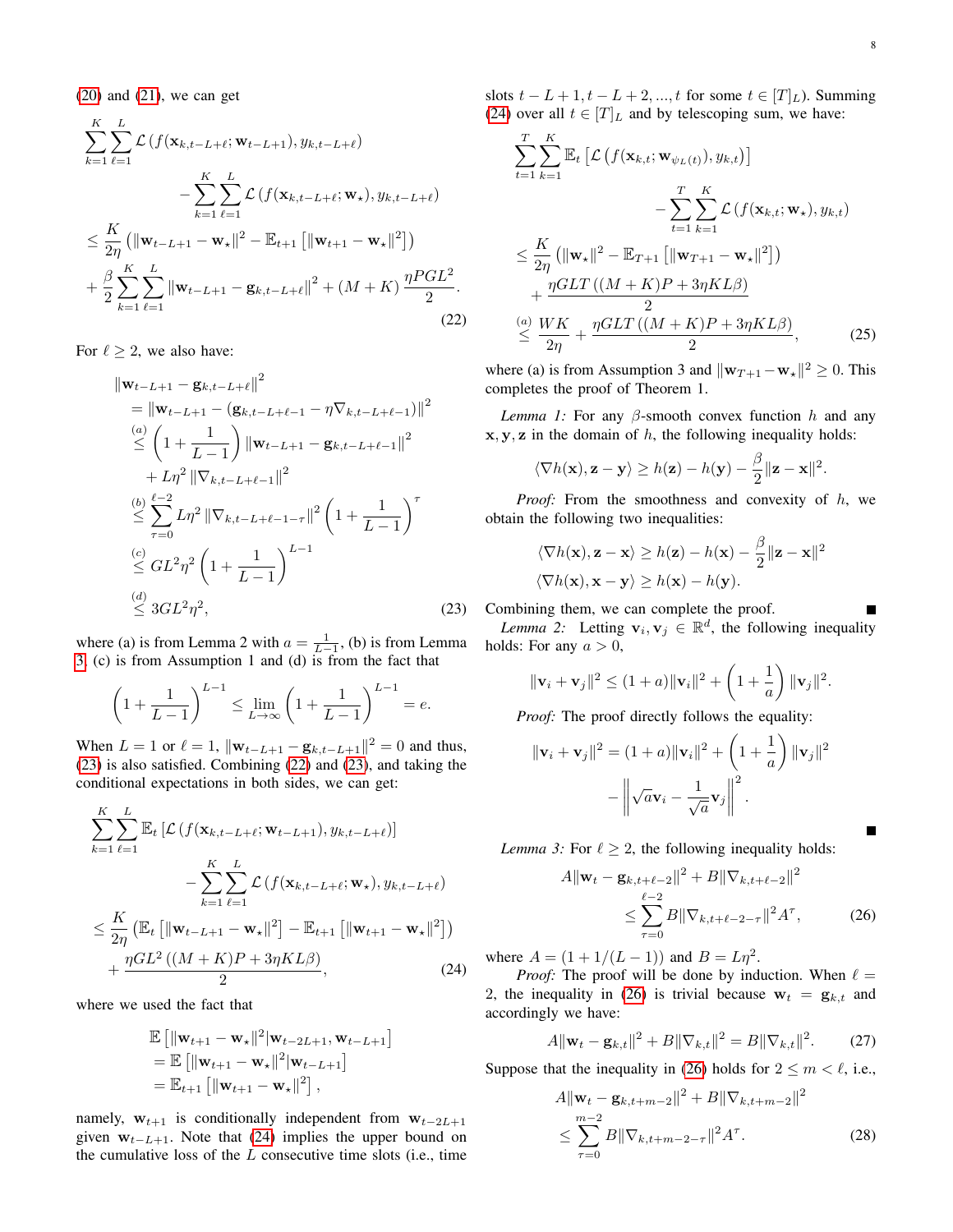(20) and (21), we can get

$$
\begin{aligned}
&\sum_{k=1}^{K}\sum_{\ell=1}^{L}\mathcal{L}\left(f(\mathbf{x}_{k,t-L+\ell};\mathbf{w}_{t-L+1}),y_{k,t-L+\ell}\right) \\
&\qquad -\sum_{k=1}^{K}\sum_{\ell=1}^{L}\mathcal{L}\left(f(\mathbf{x}_{k,t-L+\ell};\mathbf{w}_{\star}),y_{k,t-L+\ell}\right) \\
&\le \frac{K}{2\eta}\left(\|\mathbf{w}_{t-L+1}-\mathbf{w}_{\star}\|^2-\mathbb{E}_{t+1}\left[\|\mathbf{w}_{t+1}-\mathbf{w}_{\star}\|^2\right]\right) \\
&+\frac{\beta}{2}\sum_{k=1}^{K}\sum_{\ell=1}^{L}\|\mathbf{w}_{t-L+1}-\mathbf{g}_{k,t-L+\ell}\|^2+(M+K)\frac{\eta P G L^2}{2}.
\end{aligned}
\tag{22}
$$

For $\ell \ge 2$, we also have:

$$
\begin{aligned}
&\|\mathbf{w}_{t-L+1}-\mathbf{g}_{k,t-L+\ell}\|^2 \\
&=\|\mathbf{w}_{t-L+1}-(\mathbf{g}_{k,t-L+\ell-1}-\eta\nabla_{k,t-L+\ell-1})\|^2 \\
&\overset{(a)}{\le}\left(1+\frac{1}{L-1}\right)\|\mathbf{w}_{t-L+1}-\mathbf{g}_{k,t-L+\ell-1}\|^2 \\
&\quad + L\eta^2\|\nabla_{k,t-L+\ell-1}\|^2 \\
&\overset{(b)}{\le}\sum_{\tau=0}^{\ell-2}L\eta^2\|\nabla_{k,t-L+\ell-1-\tau}\|^2\left(1+\frac{1}{L-1}\right)^{\tau} \\
&\overset{(c)}{\le} G L^2\eta^2\left(1+\frac{1}{L-1}\right)^{L-1} \\
&\overset{(d)}{\le} 3 G L^2 \eta^2,
\end{aligned}
\tag{23}
$$

where (a) is from Lemma 2 with $a=\frac{1}{L-1}$, (b) is from Lemma 3, (c) is from Assumption 1 and (d) is from the fact that

$$
\left(1+\frac{1}{L-1}\right)^{L-1}\le \lim_{L\to\infty}\left(1+\frac{1}{L-1}\right)^{L-1}=e.
$$

When $L=1$ or $\ell=1$, $\|\mathbf{w}_{t-L+1}-\mathbf{g}_{k,t-L+1}\|^2=0$ and thus, (23) is also satisfied. Combining (22) and (23), and taking the conditional expectations in both sides, we can get:

$$
\begin{aligned}
&\sum_{k=1}^{K}\sum_{\ell=1}^{L}\mathbb{E}_t\left[\mathcal{L}\left(f(\mathbf{x}_{k,t-L+\ell};\mathbf{w}_{t-L+1}),y_{k,t-L+\ell}\right)\right] \\
&\qquad -\sum_{k=1}^{K}\sum_{\ell=1}^{L}\mathcal{L}\left(f(\mathbf{x}_{k,t-L+\ell};\mathbf{w}_{\star}),y_{k,t-L+\ell}\right) \\
&\le \frac{K}{2\eta}\left(\mathbb{E}_t\left[\|\mathbf{w}_{t-L+1}-\mathbf{w}_{\star}\|^2\right]-\mathbb{E}_{t+1}\left[\|\mathbf{w}_{t+1}-\mathbf{w}_{\star}\|^2\right]\right) \\
&+\frac{\eta G L^2\left((M+K)P+3\eta K L\beta\right)}{2},
\end{aligned}
\tag{24}
$$

where we used the fact that

$$
\begin{aligned}
&\mathbb{E}\left[\|\mathbf{w}_{t+1}-\mathbf{w}_{\star}\|^2|\mathbf{w}_{t-2L+1},\mathbf{w}_{t-L+1}\right] \\
&=\mathbb{E}\left[\|\mathbf{w}_{t+1}-\mathbf{w}_{\star}\|^2|\mathbf{w}_{t-L+1}\right] \\
&=\mathbb{E}_{t+1}\left[\|\mathbf{w}_{t+1}-\mathbf{w}_{\star}\|^2\right],
\end{aligned}
$$

namely, $\mathbf{w}_{t+1}$ is conditionally independent from $\mathbf{w}_{t-2L+1}$ given $\mathbf{w}_{t-L+1}$. Note that (24) implies the upper bound on the cumulative loss of the $L$ consecutive time slots (i.e., time slots $t-L+1, t-L+2, ..., t$ for some $t\in[T]_L$). Summing (24) over all $t\in[T]_L$ and by telescoping sum, we have:

$$
\begin{aligned}
&\sum_{t=1}^{T}\sum_{k=1}^{K}\mathbb{E}_t\left[\mathcal{L}\left(f(\mathbf{x}_{k,t};\mathbf{w}_{\psi_L(t)}),y_{k,t}\right)\right] \\
&\qquad -\sum_{t=1}^{T}\sum_{k=1}^{K}\mathcal{L}\left(f(\mathbf{x}_{k,t};\mathbf{w}_{\star}),y_{k,t}\right) \\
&\le \frac{K}{2\eta}\left(\|\mathbf{w}_{\star}\|^2-\mathbb{E}_{T+1}\left[\|\mathbf{w}_{T+1}-\mathbf{w}_{\star}\|^2\right]\right) \\
&\quad +\frac{\eta G L T\left((M+K)P+3\eta K L\beta\right)}{2} \\
&\overset{(a)}{\le}\frac{WK}{2\eta}+\frac{\eta G L T\left((M+K)P+3\eta K L\beta\right)}{2},
\end{aligned}
\tag{25}
$$

where (a) is from Assumption 3 and $\|\mathbf{w}_{T+1}-\mathbf{w}_{\star}\|^2\ge 0$. This completes the proof of Theorem 1.

*Lemma 1:* For any $\beta$-smooth convex function $h$ and any $\mathbf{x},\mathbf{y},\mathbf{z}$ in the domain of $h$, the following inequality holds:

$$
\langle\nabla h(\mathbf{x}),\mathbf{z}-\mathbf{y}\rangle\ge h(\mathbf{z})-h(\mathbf{y})-\frac{\beta}{2}\|\mathbf{z}-\mathbf{x}\|^2.
$$

*Proof:* From the smoothness and convexity of $h$, we obtain the following two inequalities:

$$
\begin{aligned}
\langle\nabla h(\mathbf{x}),\mathbf{z}-\mathbf{x}\rangle&\ge h(\mathbf{z})-h(\mathbf{x})-\frac{\beta}{2}\|\mathbf{z}-\mathbf{x}\|^2 \\
\langle\nabla h(\mathbf{x}),\mathbf{x}-\mathbf{y}\rangle&\ge h(\mathbf{x})-h(\mathbf{y}).
\end{aligned}
$$

Combining them, we can complete the proof. ∎

*Lemma 2:* Letting $\mathbf{v}_i,\mathbf{v}_j\in\mathbb{R}^d$, the following inequality holds: For any $a>0$,

$$
\|\mathbf{v}_i+\mathbf{v}_j\|^2\le(1+a)\|\mathbf{v}_i\|^2+\left(1+\frac{1}{a}\right)\|\mathbf{v}_j\|^2.
$$

*Proof:* The proof directly follows the equality:

$$
\begin{aligned}
\|\mathbf{v}_i+\mathbf{v}_j\|^2&=(1+a)\|\mathbf{v}_i\|^2+\left(1+\frac{1}{a}\right)\|\mathbf{v}_j\|^2 \\
&\quad -\left\|\sqrt{a}\mathbf{v}_i-\frac{1}{\sqrt{a}}\mathbf{v}_j\right\|^2.
\end{aligned}
$$

∎

*Lemma 3:* For $\ell\ge 2$, the following inequality holds:

$$
\begin{aligned}
A\|\mathbf{w}_t-\mathbf{g}_{k,t+\ell-2}\|^2&+B\|\nabla_{k,t+\ell-2}\|^2 \\
&\le\sum_{\tau=0}^{\ell-2}B\|\nabla_{k,t+\ell-2-\tau}\|^2A^{\tau},
\end{aligned}
\tag{26}
$$

where $A=(1+1/(L-1))$ and $B=L\eta^2$.

*Proof:* The proof will be done by induction. When $\ell=2$, the inequality in (26) is trivial because $\mathbf{w}_t=\mathbf{g}_{k,t}$ and accordingly we have:

$$
A\|\mathbf{w}_t-\mathbf{g}_{k,t}\|^2+B\|\nabla_{k,t}\|^2=B\|\nabla_{k,t}\|^2.
\tag{27}
$$

Suppose that the inequality in (26) holds for $2\le m<\ell$, i.e.,

$$
\begin{aligned}
A\|\mathbf{w}_t-\mathbf{g}_{k,t+m-2}\|^2&+B\|\nabla_{k,t+m-2}\|^2 \\
&\le\sum_{\tau=0}^{m-2}B\|\nabla_{k,t+m-2-\tau}\|^2A^{\tau}.
\end{aligned}
\tag{28}
$$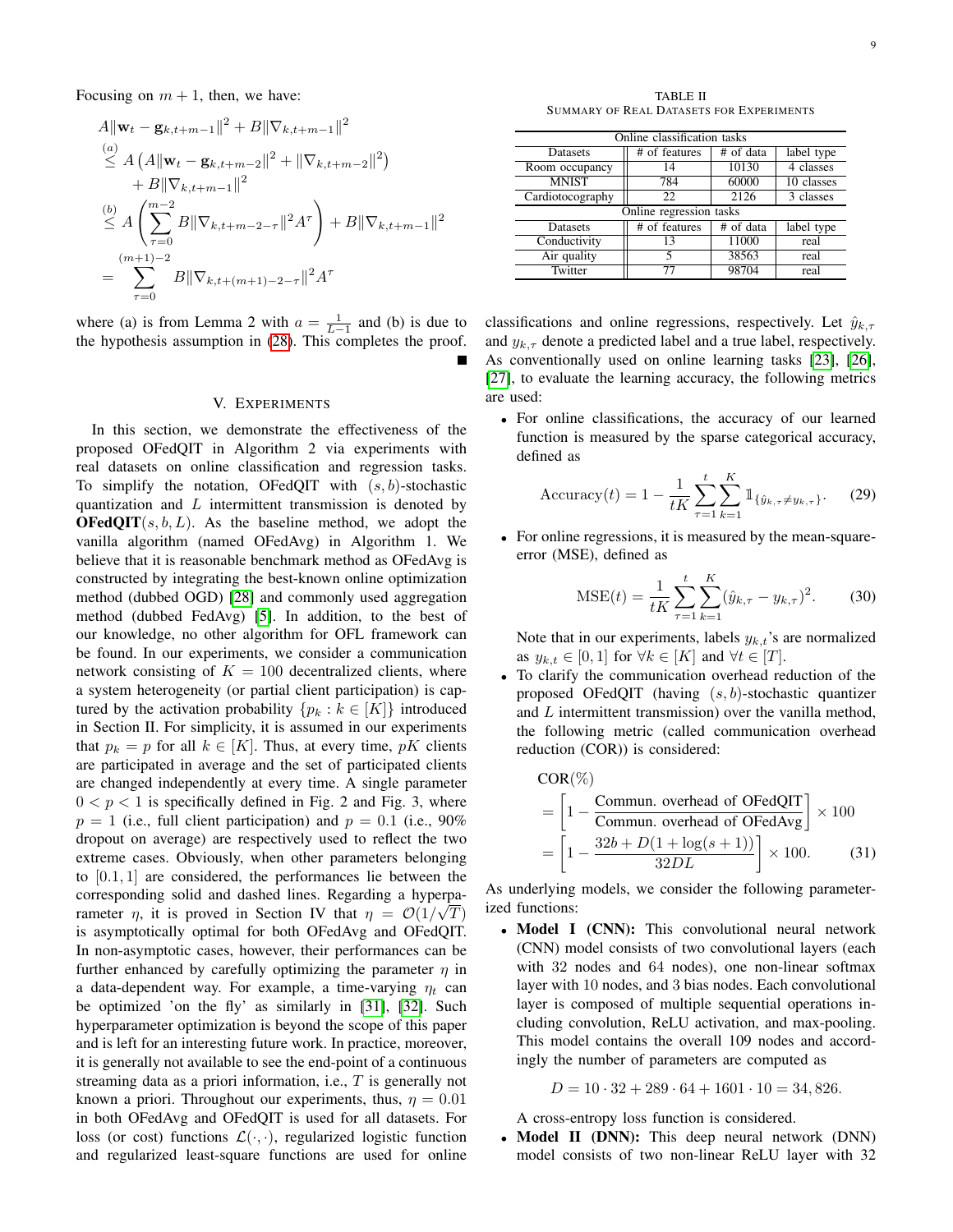Focusing on $m+1$, then, we have:

$$
\begin{aligned}
& A\|\mathbf{w}_t - \mathbf{g}_{k,t+m-1}\|^2 + B\|\nabla_{k,t+m-1}\|^2 \\
& \overset{(a)}{\leq} A\left(A\|\mathbf{w}_t - \mathbf{g}_{k,t+m-2}\|^2 + \|\nabla_{k,t+m-2}\|^2\right) \\
& \quad + B\|\nabla_{k,t+m-1}\|^2 \\
& \overset{(b)}{\leq} A\left(\sum_{\tau=0}^{m-2} B\|\nabla_{k,t+m-2-\tau}\|^2 A^\tau\right) + B\|\nabla_{k,t+m-1}\|^2 \\
& = \sum_{\tau=0}^{(m+1)-2} B\|\nabla_{k,t+(m+1)-2-\tau}\|^2 A^\tau
\end{aligned}
$$

where (a) is from Lemma 2 with $a = \frac{1}{L-1}$ and (b) is due to the hypothesis assumption in (28). This completes the proof. ■

## V. Experiments

In this section, we demonstrate the effectiveness of the proposed OFedQIT in Algorithm 2 via experiments with real datasets on online classification and regression tasks. To simplify the notation, OFedQIT with $(s,b)$-stochastic quantization and $L$ intermittent transmission is denoted by **OFedQIT**$(s,b,L)$. As the baseline method, we adopt the vanilla algorithm (named OFedAvg) in Algorithm 1. We believe that it is reasonable benchmark method as OFedAvg is constructed by integrating the best-known online optimization method (dubbed OGD) [28] and commonly used aggregation method (dubbed FedAvg) [5]. In addition, to the best of our knowledge, no other algorithm for OFL framework can be found. In our experiments, we consider a communication network consisting of $K=100$ decentralized clients, where a system heterogeneity (or partial client participation) is captured by the activation probability $\{p_k : k \in [K]\}$ introduced in Section II. For simplicity, it is assumed in our experiments that $p_k = p$ for all $k \in [K]$. Thus, at every time, $pK$ clients are participated in average and the set of participated clients are changed independently at every time. A single parameter $0 < p < 1$ is specifically defined in Fig. 2 and Fig. 3, where $p=1$ (i.e., full client participation) and $p=0.1$ (i.e., 90% dropout on average) are respectively used to reflect the two extreme cases. Obviously, when other parameters belonging to $[0.1, 1]$ are considered, the performances lie between the corresponding solid and dashed lines. Regarding a hyperparameter $\eta$, it is proved in Section IV that $\eta = \mathcal{O}(1/\sqrt{T})$ is asymptotically optimal for both OFedAvg and OFedQIT. In non-asymptotic cases, however, their performances can be further enhanced by carefully optimizing the parameter $\eta$ in a data-dependent way. For example, a time-varying $\eta_t$ can be optimized 'on the fly' as similarly in [31], [32]. Such hyperparameter optimization is beyond the scope of this paper and is left for an interesting future work. In practice, moreover, it is generally not available to see the end-point of a continuous streaming data as a priori information, i.e., $T$ is generally not known a priori. Throughout our experiments, thus, $\eta = 0.01$ in both OFedAvg and OFedQIT is used for all datasets. For loss (or cost) functions $\mathcal{L}(\cdot,\cdot)$, regularized logistic function and regularized least-square functions are used for online classifications and online regressions, respectively. Let $\hat{y}_{k,\tau}$ and $y_{k,\tau}$ denote a predicted label and a true label, respectively. As conventionally used on online learning tasks [23], [26], [27], to evaluate the learning accuracy, the following metrics are used:

TABLE II
Summary of Real Datasets for Experiments

| Online classification tasks | | | |
|---|---|---|---|
| Datasets | # of features | # of data | label type |
| Room occupancy | 14 | 10130 | 4 classes |
| MNIST | 784 | 60000 | 10 classes |
| Cardiotocography | 22 | 2126 | 3 classes |
| **Online regression tasks** | | | |
| Datasets | # of features | # of data | label type |
| Conductivity | 13 | 11000 | real |
| Air quality | 5 | 38563 | real |
| Twitter | 77 | 98704 | real |

- For online classifications, the accuracy of our learned function is measured by the sparse categorical accuracy, defined as

$$
\text{Accuracy}(t) = 1 - \frac{1}{tK}\sum_{\tau=1}^{t}\sum_{k=1}^{K} \mathbb{1}_{\{\hat{y}_{k,\tau} \neq y_{k,\tau}\}}. \quad (29)
$$

- For online regressions, it is measured by the mean-square-error (MSE), defined as

$$
\text{MSE}(t) = \frac{1}{tK}\sum_{\tau=1}^{t}\sum_{k=1}^{K} (\hat{y}_{k,\tau} - y_{k,\tau})^2. \quad (30)
$$

  Note that in our experiments, labels $y_{k,t}$'s are normalized as $y_{k,t} \in [0,1]$ for $\forall k \in [K]$ and $\forall t \in [T]$.

- To clarify the communication overhead reduction of the proposed OFedQIT (having $(s,b)$-stochastic quantizer and $L$ intermittent transmission) over the vanilla method, the following metric (called communication overhead reduction (COR)) is considered:

$$
\begin{aligned}
& \text{COR}(\%) \\
& = \left[1 - \frac{\text{Commun. overhead of OFedQIT}}{\text{Commun. overhead of OFedAvg}}\right] \times 100 \\
& = \left[1 - \frac{32b + D(1 + \log(s+1))}{32DL}\right] \times 100. \quad (31)
\end{aligned}
$$

As underlying models, we consider the following parameterized functions:

- **Model I (CNN):** This convolutional neural network (CNN) model consists of two convolutional layers (each with 32 nodes and 64 nodes), one non-linear softmax layer with 10 nodes, and 3 bias nodes. Each convolutional layer is composed of multiple sequential operations including convolution, ReLU activation, and max-pooling. This model contains the overall 109 nodes and accordingly the number of parameters are computed as

$$
D = 10 \cdot 32 + 289 \cdot 64 + 1601 \cdot 10 = 34,826.
$$

  A cross-entropy loss function is considered.

- **Model II (DNN):** This deep neural network (DNN) model consists of two non-linear ReLU layer with 32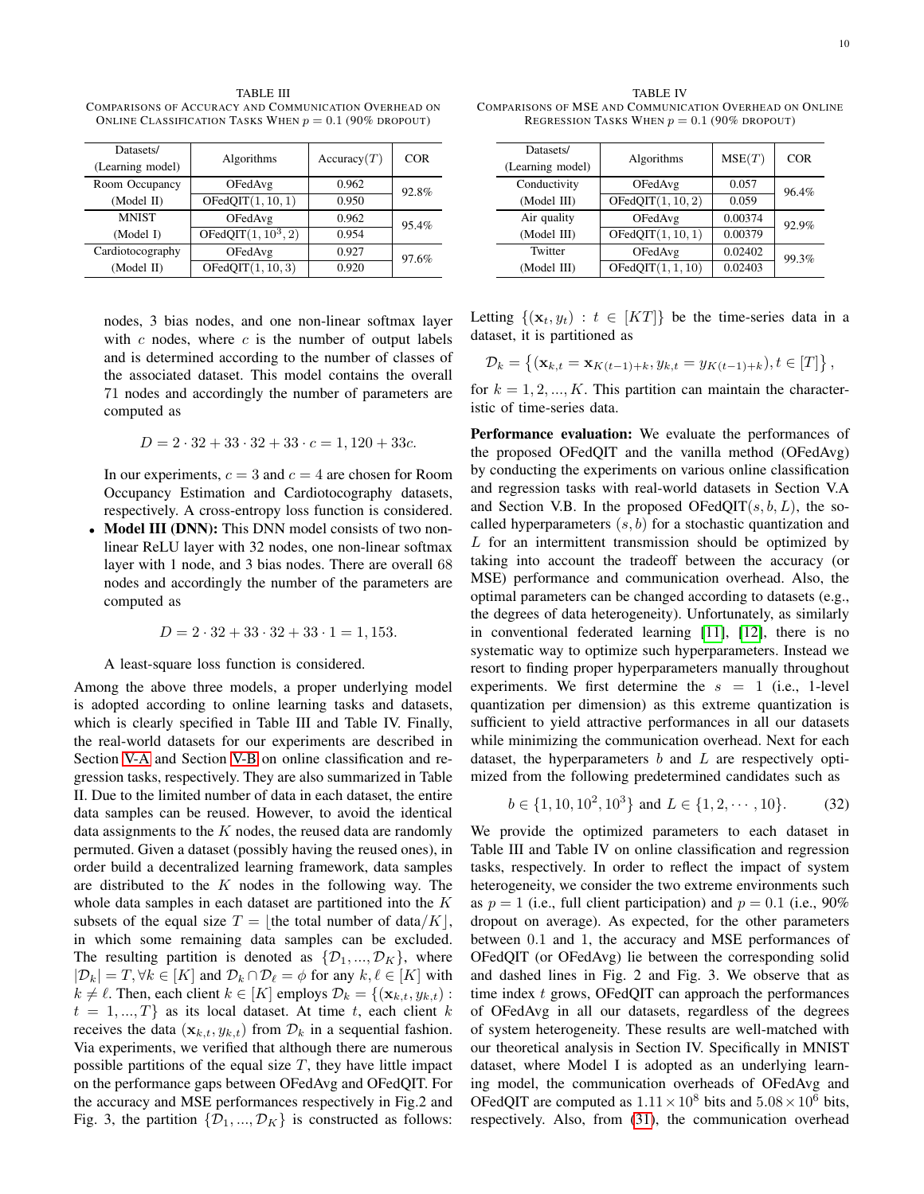TABLE III
COMPARISONS OF ACCURACY AND COMMUNICATION OVERHEAD ON ONLINE CLASSIFICATION TASKS WHEN $p = 0.1$ (90% DROPOUT)

| Datasets/ (Learning model) | Algorithms | Accuracy($T$) | COR |
|---|---|---|---|
| Room Occupancy (Model II) | OFedAvg | 0.962 | 92.8% |
| | OFedQIT(1, 10, 1) | 0.950 | |
| MNIST (Model I) | OFedAvg | 0.962 | 95.4% |
| | OFedQIT(1, $10^3$, 2) | 0.954 | |
| Cardiotocography (Model II) | OFedAvg | 0.927 | 97.6% |
| | OFedQIT(1, 10, 3) | 0.920 | |

TABLE IV
COMPARISONS OF MSE AND COMMUNICATION OVERHEAD ON ONLINE REGRESSION TASKS WHEN $p = 0.1$ (90% DROPOUT)

| Datasets/ (Learning model) | Algorithms | MSE($T$) | COR |
|---|---|---|---|
| Conductivity (Model III) | OFedAvg | 0.057 | 96.4% |
| | OFedQIT(1, 10, 2) | 0.059 | |
| Air quality (Model III) | OFedAvg | 0.00374 | 92.9% |
| | OFedQIT(1, 10, 1) | 0.00379 | |
| Twitter (Model III) | OFedAvg | 0.02402 | 99.3% |
| | OFedQIT(1, 1, 10) | 0.02403 | |

nodes, 3 bias nodes, and one non-linear softmax layer with $c$ nodes, where $c$ is the number of output labels and is determined according to the number of classes of the associated dataset. This model contains the overall 71 nodes and accordingly the number of parameters are computed as

$$D = 2 \cdot 32 + 33 \cdot 32 + 33 \cdot c = 1,120 + 33c.$$

In our experiments, $c = 3$ and $c = 4$ are chosen for Room Occupancy Estimation and Cardiotocography datasets, respectively. A cross-entropy loss function is considered.

- **Model III (DNN):** This DNN model consists of two non-linear ReLU layer with 32 nodes, one non-linear softmax layer with 1 node, and 3 bias nodes. There are overall 68 nodes and accordingly the number of the parameters are computed as

$$D = 2 \cdot 32 + 33 \cdot 32 + 33 \cdot 1 = 1,153.$$

A least-square loss function is considered.

Among the above three models, a proper underlying model is adopted according to online learning tasks and datasets, which is clearly specified in Table III and Table IV. Finally, the real-world datasets for our experiments are described in Section V-A and Section V-B on online classification and regression tasks, respectively. They are also summarized in Table II. Due to the limited number of data in each dataset, the entire data samples can be reused. However, to avoid the identical data assignments to the $K$ nodes, the reused data are randomly permuted. Given a dataset (possibly having the reused ones), in order build a decentralized learning framework, data samples are distributed to the $K$ nodes in the following way. The whole data samples in each dataset are partitioned into the $K$ subsets of the equal size $T = \lfloor$the total number of data$/K\rfloor$, in which some remaining data samples can be excluded. The resulting partition is denoted as $\{\mathcal{D}_1, ..., \mathcal{D}_K\}$, where $|\mathcal{D}_k| = T, \forall k \in [K]$ and $\mathcal{D}_k \cap \mathcal{D}_\ell = \phi$ for any $k, \ell \in [K]$ with $k \neq \ell$. Then, each client $k \in [K]$ employs $\mathcal{D}_k = \{(\mathbf{x}_{k,t}, y_{k,t}) : t = 1, ..., T\}$ as its local dataset. At time $t$, each client $k$ receives the data $(\mathbf{x}_{k,t}, y_{k,t})$ from $\mathcal{D}_k$ in a sequential fashion. Via experiments, we verified that although there are numerous possible partitions of the equal size $T$, they have little impact on the performance gaps between OFedAvg and OFedQIT. For the accuracy and MSE performances respectively in Fig.2 and Fig. 3, the partition $\{\mathcal{D}_1, ..., \mathcal{D}_K\}$ is constructed as follows: Letting $\{(\mathbf{x}_t, y_t) : t \in [KT]\}$ be the time-series data in a dataset, it is partitioned as

$$\mathcal{D}_k = \left\{(\mathbf{x}_{k,t} = \mathbf{x}_{K(t-1)+k}, y_{k,t} = y_{K(t-1)+k}), t \in [T]\right\},$$

for $k = 1, 2, ..., K$. This partition can maintain the characteristic of time-series data.

**Performance evaluation:** We evaluate the performances of the proposed OFedQIT and the vanilla method (OFedAvg) by conducting the experiments on various online classification and regression tasks with real-world datasets in Section V.A and Section V.B. In the proposed OFedQIT$(s, b, L)$, the so-called hyperparameters $(s, b)$ for a stochastic quantization and $L$ for an intermittent transmission should be optimized by taking into account the tradeoff between the accuracy (or MSE) performance and communication overhead. Also, the optimal parameters can be changed according to datasets (e.g., the degrees of data heterogeneity). Unfortunately, as similarly in conventional federated learning [11], [12], there is no systematic way to optimize such hyperparameters. Instead we resort to finding proper hyperparameters manually throughout experiments. We first determine the $s = 1$ (i.e., 1-level quantization per dimension) as this extreme quantization is sufficient to yield attractive performances in all our datasets while minimizing the communication overhead. Next for each dataset, the hyperparameters $b$ and $L$ are respectively optimized from the following predetermined candidates such as

$$b \in \{1, 10, 10^2, 10^3\} \text{ and } L \in \{1, 2, \cdots, 10\}. \tag{32}$$

We provide the optimized parameters to each dataset in Table III and Table IV on online classification and regression tasks, respectively. In order to reflect the impact of system heterogeneity, we consider the two extreme environments such as $p = 1$ (i.e., full client participation) and $p = 0.1$ (i.e., 90% dropout on average). As expected, for the other parameters between 0.1 and 1, the accuracy and MSE performances of OFedQIT (or OFedAvg) lie between the corresponding solid and dashed lines in Fig. 2 and Fig. 3. We observe that as time index $t$ grows, OFedQIT can approach the performances of OFedAvg in all our datasets, regardless of the degrees of system heterogeneity. These results are well-matched with our theoretical analysis in Section IV. Specifically in MNIST dataset, where Model I is adopted as an underlying learning model, the communication overheads of OFedAvg and OFedQIT are computed as $1.11 \times 10^8$ bits and $5.08 \times 10^6$ bits, respectively. Also, from (31), the communication overhead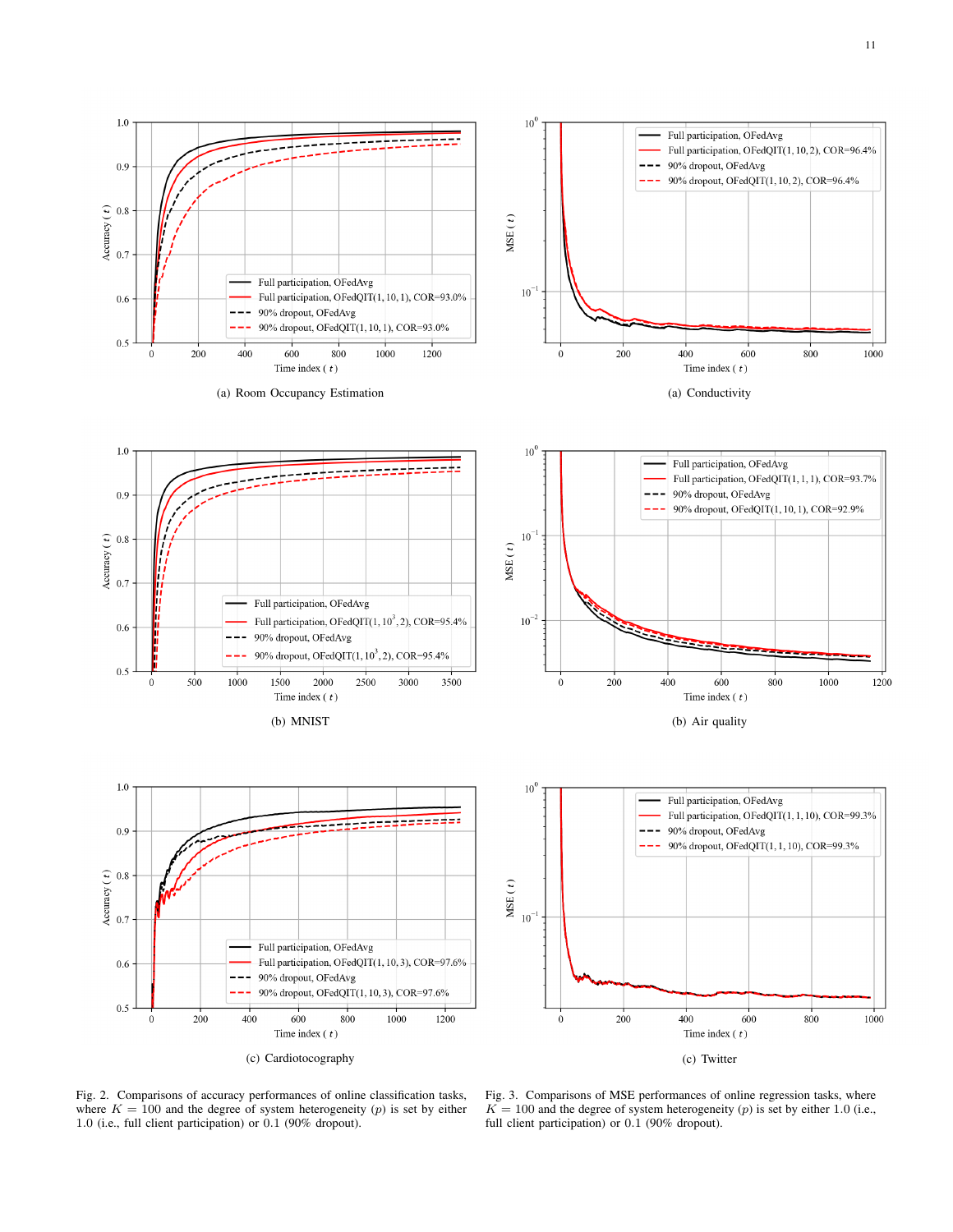(a) Room Occupancy Estimation

(b) MNIST

(c) Cardiotocography

Fig. 2. Comparisons of accuracy performances of online classification tasks, where $K = 100$ and the degree of system heterogeneity ($p$) is set by either 1.0 (i.e., full client participation) or 0.1 (90% dropout).

(a) Conductivity

(b) Air quality

(c) Twitter

Fig. 3. Comparisons of MSE performances of online regression tasks, where $K = 100$ and the degree of system heterogeneity ($p$) is set by either 1.0 (i.e., full client participation) or 0.1 (90% dropout).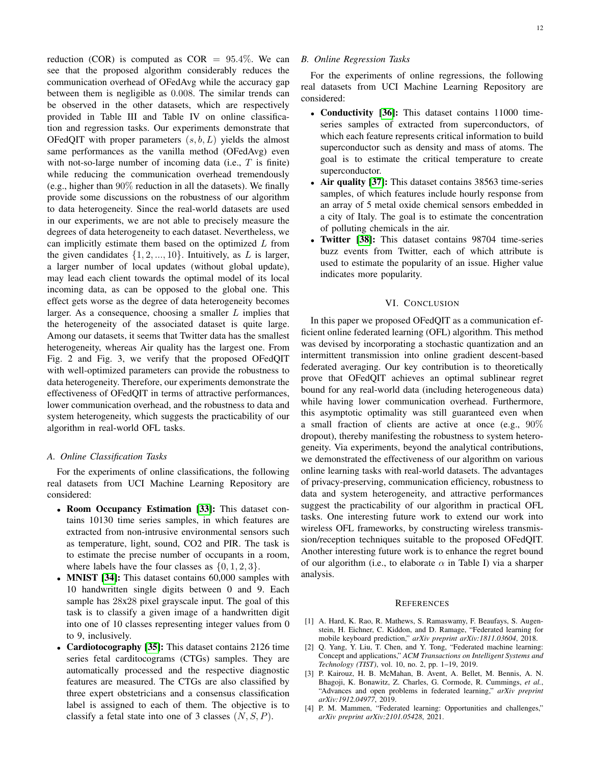reduction (COR) is computed as $\text{COR} = 95.4\%$. We can see that the proposed algorithm considerably reduces the communication overhead of OFedAvg while the accuracy gap between them is negligible as $0.008$. The similar trends can be observed in the other datasets, which are respectively provided in Table III and Table IV on online classification and regression tasks. Our experiments demonstrate that OFedQIT with proper parameters $(s, b, L)$ yields the almost same performances as the vanilla method (OFedAvg) even with not-so-large number of incoming data (i.e., $T$ is finite) while reducing the communication overhead tremendously (e.g., higher than $90\%$ reduction in all the datasets). We finally provide some discussions on the robustness of our algorithm to data heterogeneity. Since the real-world datasets are used in our experiments, we are not able to precisely measure the degrees of data heterogeneity to each dataset. Nevertheless, we can implicitly estimate them based on the optimized $L$ from the given candidates $\{1, 2, ..., 10\}$. Intuitively, as $L$ is larger, a larger number of local updates (without global update), may lead each client towards the optimal model of its local incoming data, as can be opposed to the global one. This effect gets worse as the degree of data heterogeneity becomes larger. As a consequence, choosing a smaller $L$ implies that the heterogeneity of the associated dataset is quite large. Among our datasets, it seems that Twitter data has the smallest heterogeneity, whereas Air quality has the largest one. From Fig. 2 and Fig. 3, we verify that the proposed OFedQIT with well-optimized parameters can provide the robustness to data heterogeneity. Therefore, our experiments demonstrate the effectiveness of OFedQIT in terms of attractive performances, lower communication overhead, and the robustness to data and system heterogeneity, which suggests the practicability of our algorithm in real-world OFL tasks.

### A. Online Classification Tasks

For the experiments of online classifications, the following real datasets from UCI Machine Learning Repository are considered:

- **Room Occupancy Estimation [33]:** This dataset contains 10130 time series samples, in which features are extracted from non-intrusive environmental sensors such as temperature, light, sound, CO2 and PIR. The task is to estimate the precise number of occupants in a room, where labels have the four classes as $\{0, 1, 2, 3\}$.
- **MNIST [34]:** This dataset contains 60,000 samples with 10 handwritten single digits between 0 and 9. Each sample has 28x28 pixel grayscale input. The goal of this task is to classify a given image of a handwritten digit into one of 10 classes representing integer values from 0 to 9, inclusively.
- **Cardiotocography [35]:** This dataset contains 2126 time series fetal carditocograms (CTGs) samples. They are automatically processed and the respective diagnostic features are measured. The CTGs are also classified by three expert obstetricians and a consensus classification label is assigned to each of them. The objective is to classify a fetal state into one of 3 classes $(N, S, P)$.

### B. Online Regression Tasks

For the experiments of online regressions, the following real datasets from UCI Machine Learning Repository are considered:

- **Conductivity [36]:** This dataset contains 11000 time-series samples of extracted from superconductors, of which each feature represents critical information to build superconductor such as density and mass of atoms. The goal is to estimate the critical temperature to create superconductor.
- **Air quality [37]:** This dataset contains 38563 time-series samples, of which features include hourly response from an array of 5 metal oxide chemical sensors embedded in a city of Italy. The goal is to estimate the concentration of polluting chemicals in the air.
- **Twitter [38]:** This dataset contains 98704 time-series buzz events from Twitter, each of which attribute is used to estimate the popularity of an issue. Higher value indicates more popularity.

## VI. Conclusion

In this paper we proposed OFedQIT as a communication efficient online federated learning (OFL) algorithm. This method was devised by incorporating a stochastic quantization and an intermittent transmission into online gradient descent-based federated averaging. Our key contribution is to theoretically prove that OFedQIT achieves an optimal sublinear regret bound for any real-world data (including heterogeneous data) while having lower communication overhead. Furthermore, this asymptotic optimality was still guaranteed even when a small fraction of clients are active at once (e.g., $90\%$ dropout), thereby manifesting the robustness to system heterogeneity. Via experiments, beyond the analytical contributions, we demonstrated the effectiveness of our algorithm on various online learning tasks with real-world datasets. The advantages of privacy-preserving, communication efficiency, robustness to data and system heterogeneity, and attractive performances suggest the practicability of our algorithm in practical OFL tasks. One interesting future work to extend our work into wireless OFL frameworks, by constructing wireless transmission/reception techniques suitable to the proposed OFedQIT. Another interesting future work is to enhance the regret bound of our algorithm (i.e., to elaborate $\alpha$ in Table I) via a sharper analysis.

## References

[1] A. Hard, K. Rao, R. Mathews, S. Ramaswamy, F. Beaufays, S. Augenstein, H. Eichner, C. Kiddon, and D. Ramage, "Federated learning for mobile keyboard prediction," *arXiv preprint arXiv:1811.03604*, 2018.

[2] Q. Yang, Y. Liu, T. Chen, and Y. Tong, "Federated machine learning: Concept and applications," *ACM Transactions on Intelligent Systems and Technology (TIST)*, vol. 10, no. 2, pp. 1–19, 2019.

[3] P. Kairouz, H. B. McMahan, B. Avent, A. Bellet, M. Bennis, A. N. Bhagoji, K. Bonawitz, Z. Charles, G. Cormode, R. Cummings, *et al.*, "Advances and open problems in federated learning," *arXiv preprint arXiv:1912.04977*, 2019.

[4] P. M. Mammen, "Federated learning: Opportunities and challenges," *arXiv preprint arXiv:2101.05428*, 2021.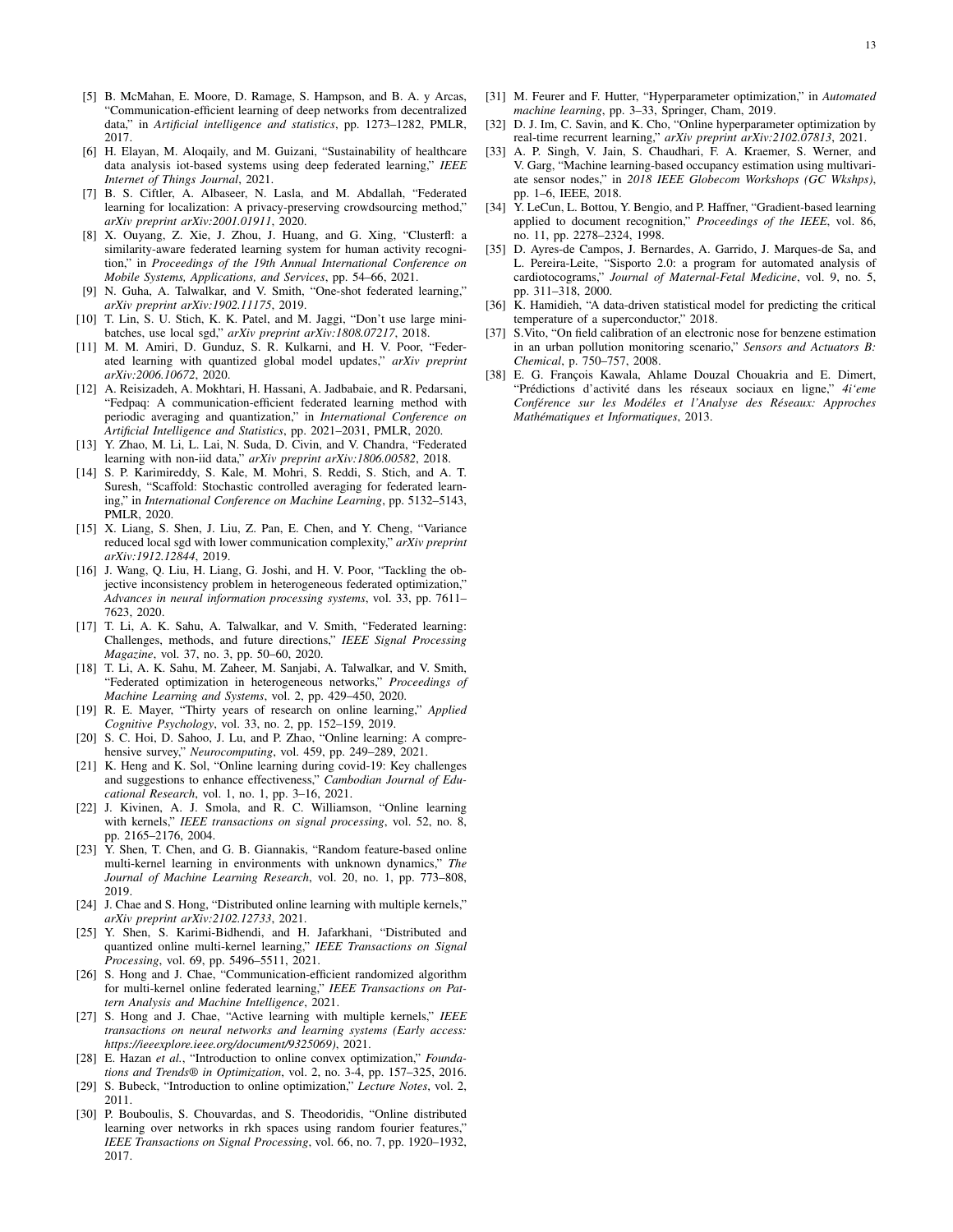[5] B. McMahan, E. Moore, D. Ramage, S. Hampson, and B. A. y Arcas, "Communication-efficient learning of deep networks from decentralized data," in *Artificial intelligence and statistics*, pp. 1273–1282, PMLR, 2017.

[6] H. Elayan, M. Aloqaily, and M. Guizani, "Sustainability of healthcare data analysis iot-based systems using deep federated learning," *IEEE Internet of Things Journal*, 2021.

[7] B. S. Ciftler, A. Albaseer, N. Lasla, and M. Abdallah, "Federated learning for localization: A privacy-preserving crowdsourcing method," *arXiv preprint arXiv:2001.01911*, 2020.

[8] X. Ouyang, Z. Xie, J. Zhou, J. Huang, and G. Xing, "Clusterfl: a similarity-aware federated learning system for human activity recognition," in *Proceedings of the 19th Annual International Conference on Mobile Systems, Applications, and Services*, pp. 54–66, 2021.

[9] N. Guha, A. Talwalkar, and V. Smith, "One-shot federated learning," *arXiv preprint arXiv:1902.11175*, 2019.

[10] T. Lin, S. U. Stich, K. K. Patel, and M. Jaggi, "Don't use large mini-batches, use local sgd," *arXiv preprint arXiv:1808.07217*, 2018.

[11] M. M. Amiri, D. Gunduz, S. R. Kulkarni, and H. V. Poor, "Federated learning with quantized global model updates," *arXiv preprint arXiv:2006.10672*, 2020.

[12] A. Reisizadeh, A. Mokhtari, H. Hassani, A. Jadbabaie, and R. Pedarsani, "Fedpaq: A communication-efficient federated learning method with periodic averaging and quantization," in *International Conference on Artificial Intelligence and Statistics*, pp. 2021–2031, PMLR, 2020.

[13] Y. Zhao, M. Li, L. Lai, N. Suda, D. Civin, and V. Chandra, "Federated learning with non-iid data," *arXiv preprint arXiv:1806.00582*, 2018.

[14] S. P. Karimireddy, S. Kale, M. Mohri, S. Reddi, S. Stich, and A. T. Suresh, "Scaffold: Stochastic controlled averaging for federated learning," in *International Conference on Machine Learning*, pp. 5132–5143, PMLR, 2020.

[15] X. Liang, S. Shen, J. Liu, Z. Pan, E. Chen, and Y. Cheng, "Variance reduced local sgd with lower communication complexity," *arXiv preprint arXiv:1912.12844*, 2019.

[16] J. Wang, Q. Liu, H. Liang, G. Joshi, and H. V. Poor, "Tackling the objective inconsistency problem in heterogeneous federated optimization," *Advances in neural information processing systems*, vol. 33, pp. 7611–7623, 2020.

[17] T. Li, A. K. Sahu, A. Talwalkar, and V. Smith, "Federated learning: Challenges, methods, and future directions," *IEEE Signal Processing Magazine*, vol. 37, no. 3, pp. 50–60, 2020.

[18] T. Li, A. K. Sahu, M. Zaheer, M. Sanjabi, A. Talwalkar, and V. Smith, "Federated optimization in heterogeneous networks," *Proceedings of Machine Learning and Systems*, vol. 2, pp. 429–450, 2020.

[19] R. E. Mayer, "Thirty years of research on online learning," *Applied Cognitive Psychology*, vol. 33, no. 2, pp. 152–159, 2019.

[20] S. C. Hoi, D. Sahoo, J. Lu, and P. Zhao, "Online learning: A comprehensive survey," *Neurocomputing*, vol. 459, pp. 249–289, 2021.

[21] K. Heng and K. Sol, "Online learning during covid-19: Key challenges and suggestions to enhance effectiveness," *Cambodian Journal of Educational Research*, vol. 1, no. 1, pp. 3–16, 2021.

[22] J. Kivinen, A. J. Smola, and R. C. Williamson, "Online learning with kernels," *IEEE transactions on signal processing*, vol. 52, no. 8, pp. 2165–2176, 2004.

[23] Y. Shen, T. Chen, and G. B. Giannakis, "Random feature-based online multi-kernel learning in environments with unknown dynamics," *The Journal of Machine Learning Research*, vol. 20, no. 1, pp. 773–808, 2019.

[24] J. Chae and S. Hong, "Distributed online learning with multiple kernels," *arXiv preprint arXiv:2102.12733*, 2021.

[25] Y. Shen, S. Karimi-Bidhendi, and H. Jafarkhani, "Distributed and quantized online multi-kernel learning," *IEEE Transactions on Signal Processing*, vol. 69, pp. 5496–5511, 2021.

[26] S. Hong and J. Chae, "Communication-efficient randomized algorithm for multi-kernel online federated learning," *IEEE Transactions on Pattern Analysis and Machine Intelligence*, 2021.

[27] S. Hong and J. Chae, "Active learning with multiple kernels," *IEEE transactions on neural networks and learning systems (Early access: https://ieeexplore.ieee.org/document/9325069)*, 2021.

[28] E. Hazan *et al.*, "Introduction to online convex optimization," *Foundations and Trends® in Optimization*, vol. 2, no. 3-4, pp. 157–325, 2016.

[29] S. Bubeck, "Introduction to online optimization," *Lecture Notes*, vol. 2, 2011.

[30] P. Bouboulis, S. Chouvardas, and S. Theodoridis, "Online distributed learning over networks in rkh spaces using random fourier features," *IEEE Transactions on Signal Processing*, vol. 66, no. 7, pp. 1920–1932, 2017.

[31] M. Feurer and F. Hutter, "Hyperparameter optimization," in *Automated machine learning*, pp. 3–33, Springer, Cham, 2019.

[32] D. J. Im, C. Savin, and K. Cho, "Online hyperparameter optimization by real-time recurrent learning," *arXiv preprint arXiv:2102.07813*, 2021.

[33] A. P. Singh, V. Jain, S. Chaudhari, F. A. Kraemer, S. Werner, and V. Garg, "Machine learning-based occupancy estimation using multivariate sensor nodes," in *2018 IEEE Globecom Workshops (GC Wkshps)*, pp. 1–6, IEEE, 2018.

[34] Y. LeCun, L. Bottou, Y. Bengio, and P. Haffner, "Gradient-based learning applied to document recognition," *Proceedings of the IEEE*, vol. 86, no. 11, pp. 2278–2324, 1998.

[35] D. Ayres-de Campos, J. Bernardes, A. Garrido, J. Marques-de Sa, and L. Pereira-Leite, "Sisporto 2.0: a program for automated analysis of cardiotocograms," *Journal of Maternal-Fetal Medicine*, vol. 9, no. 5, pp. 311–318, 2000.

[36] K. Hamidieh, "A data-driven statistical model for predicting the critical temperature of a superconductor," 2018.

[37] S.Vito, "On field calibration of an electronic nose for benzene estimation in an urban pollution monitoring scenario," *Sensors and Actuators B: Chemical*, p. 750–757, 2008.

[38] E. G. François Kawala, Ahlame Douzal Chouakria and E. Dimert, "Prédictions d'activité dans les réseaux sociaux en ligne," *4i'eme Conférence sur les Modéles et l'Analyse des Réseaux: Approches Mathématiques et Informatiques*, 2013.